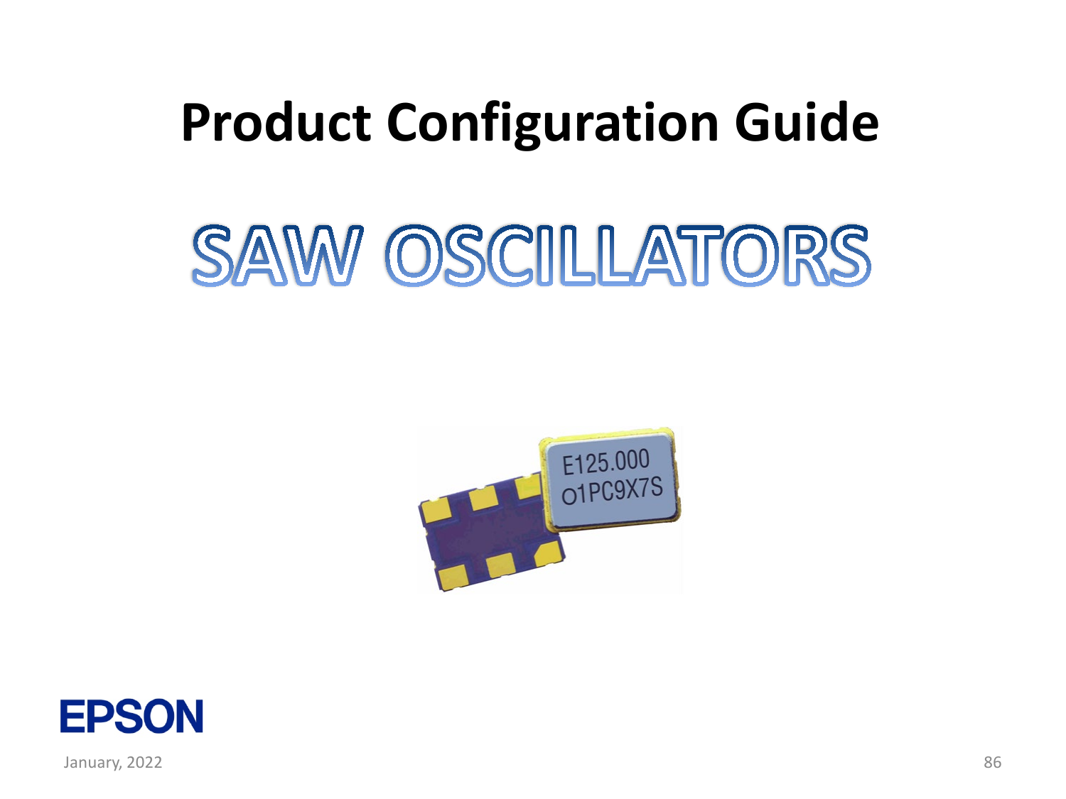# Product Configuration Guide

# SAW OSCILLATORS

EPSON

January, 2022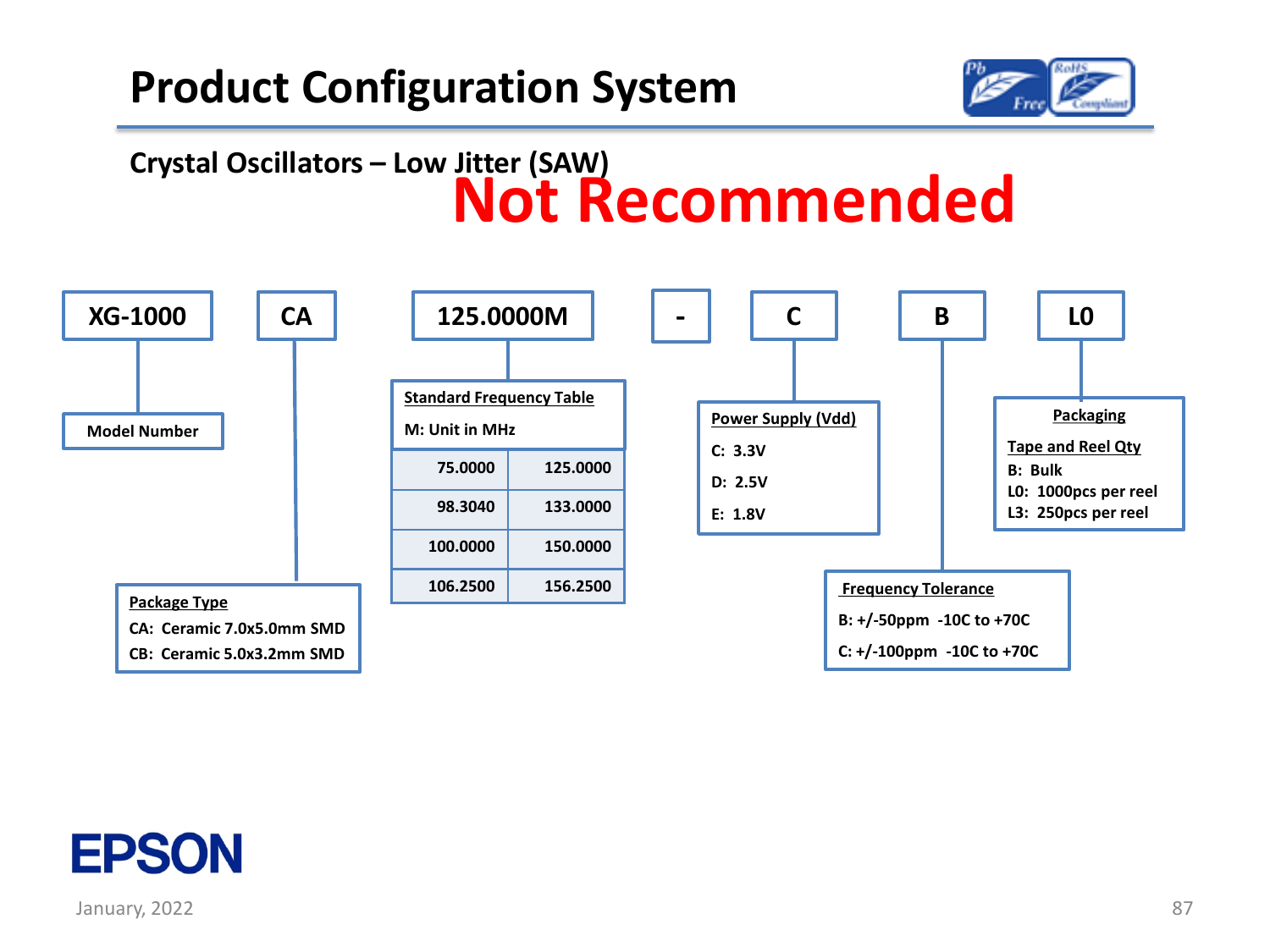# Product Configuration System

## Crystal Oscillators – Low Jitter (SAW)

**Not Recommended**

| XG-1000 | CA | 125.0000M | - | C | B | L0 |
|---|---|---|---|---|---|---|

**Model Number**

**Package Type**
- CA: Ceramic 7.0x5.0mm SMD
- CB: Ceramic 5.0x3.2mm SMD

**Standard Frequency Table**

M: Unit in MHz

| | |
|---|---|
| 75.0000 | 125.0000 |
| 98.3040 | 133.0000 |
| 100.0000 | 150.0000 |
| 106.2500 | 156.2500 |

**Power Supply (Vdd)**
- C: 3.3V
- D: 2.5V
- E: 1.8V

**Frequency Tolerance**
- B: +/-50ppm -10C to +70C
- C: +/-100ppm -10C to +70C

**Packaging**

**Tape and Reel Qty**
- B: Bulk
- L0: 1000pcs per reel
- L3: 250pcs per reel

EPSON

January, 2022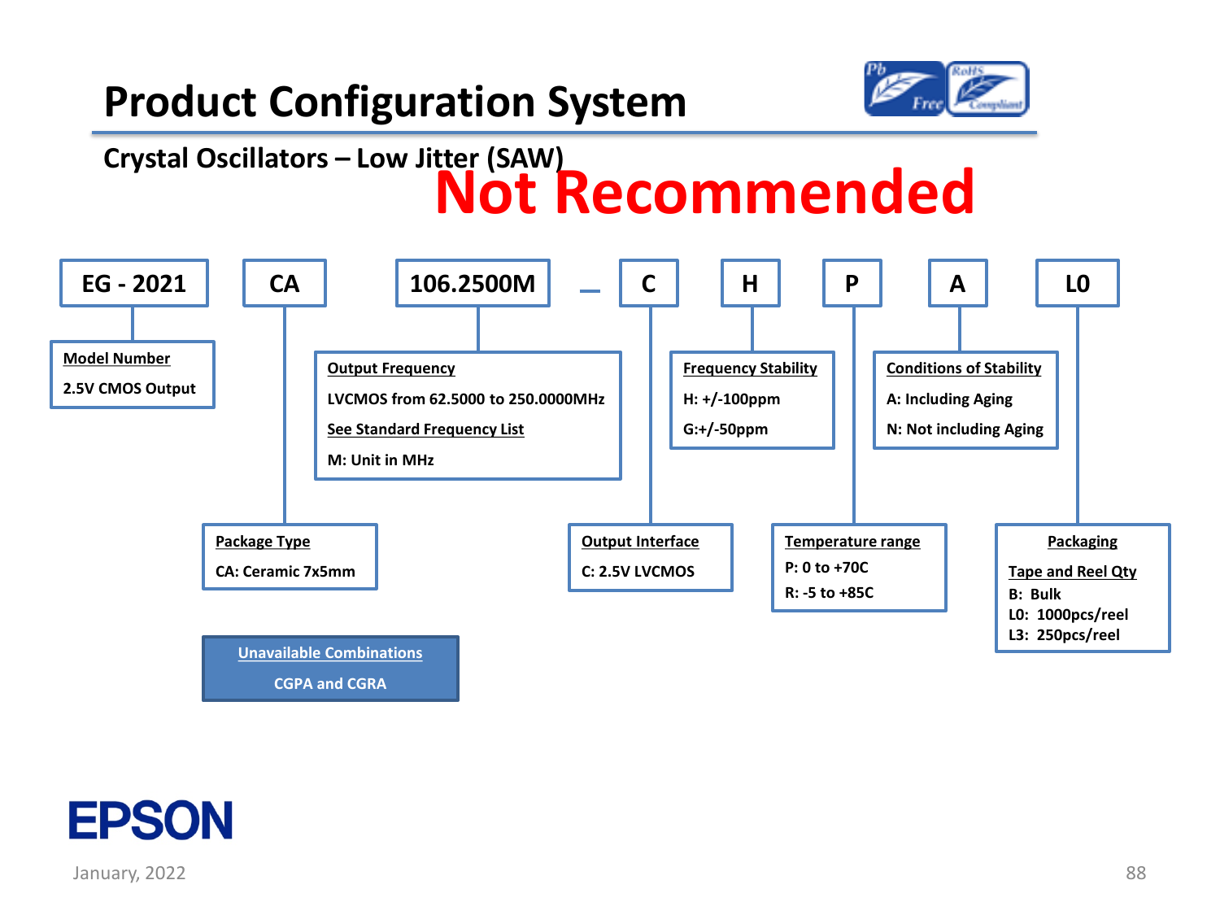# Product Configuration System

## Crystal Oscillators – Low Jitter (SAW)

**Not Recommended**

**EG - 2021** | **CA** | **106.2500M** _ **C** | **H** | **P** | **A** | **L0**

**Model Number**
2.5V CMOS Output

**Package Type**
CA: Ceramic 7x5mm

**Output Frequency**
LVCMOS from 62.5000 to 250.0000MHz
See Standard Frequency List
M: Unit in MHz

**Output Interface**
C: 2.5V LVCMOS

**Frequency Stability**
H: +/-100ppm
G:+/-50ppm

**Temperature range**
P: 0 to +70C
R: -5 to +85C

**Conditions of Stability**
A: Including Aging
N: Not including Aging

**Packaging**
Tape and Reel Qty
B: Bulk
L0: 1000pcs/reel
L3: 250pcs/reel

**Unavailable Combinations**
CGPA and CGRA

EPSON

January, 2022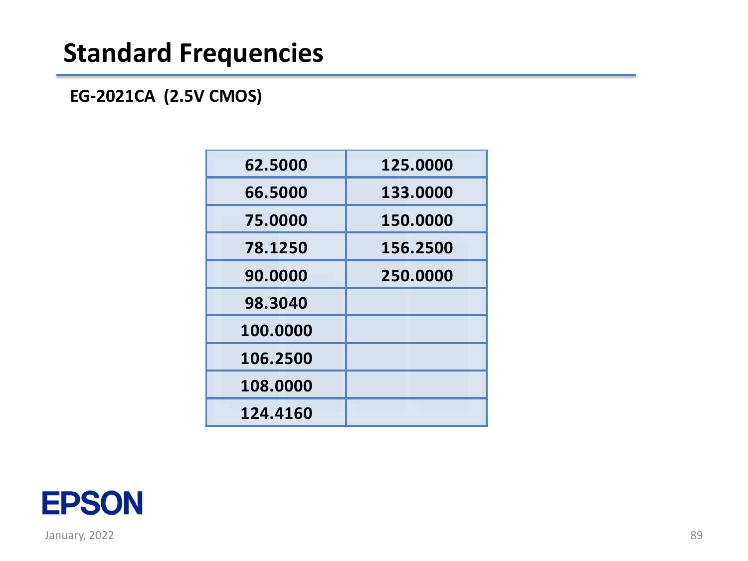# Standard Frequencies

**EG-2021CA (2.5V CMOS)**

| | |
|---|---|
| 62.5000 | 125.0000 |
| 66.5000 | 133.0000 |
| 75.0000 | 150.0000 |
| 78.1250 | 156.2500 |
| 90.0000 | 250.0000 |
| 98.3040 | |
| 100.0000 | |
| 106.2500 | |
| 108.0000 | |
| 124.4160 | |

EPSON

January, 2022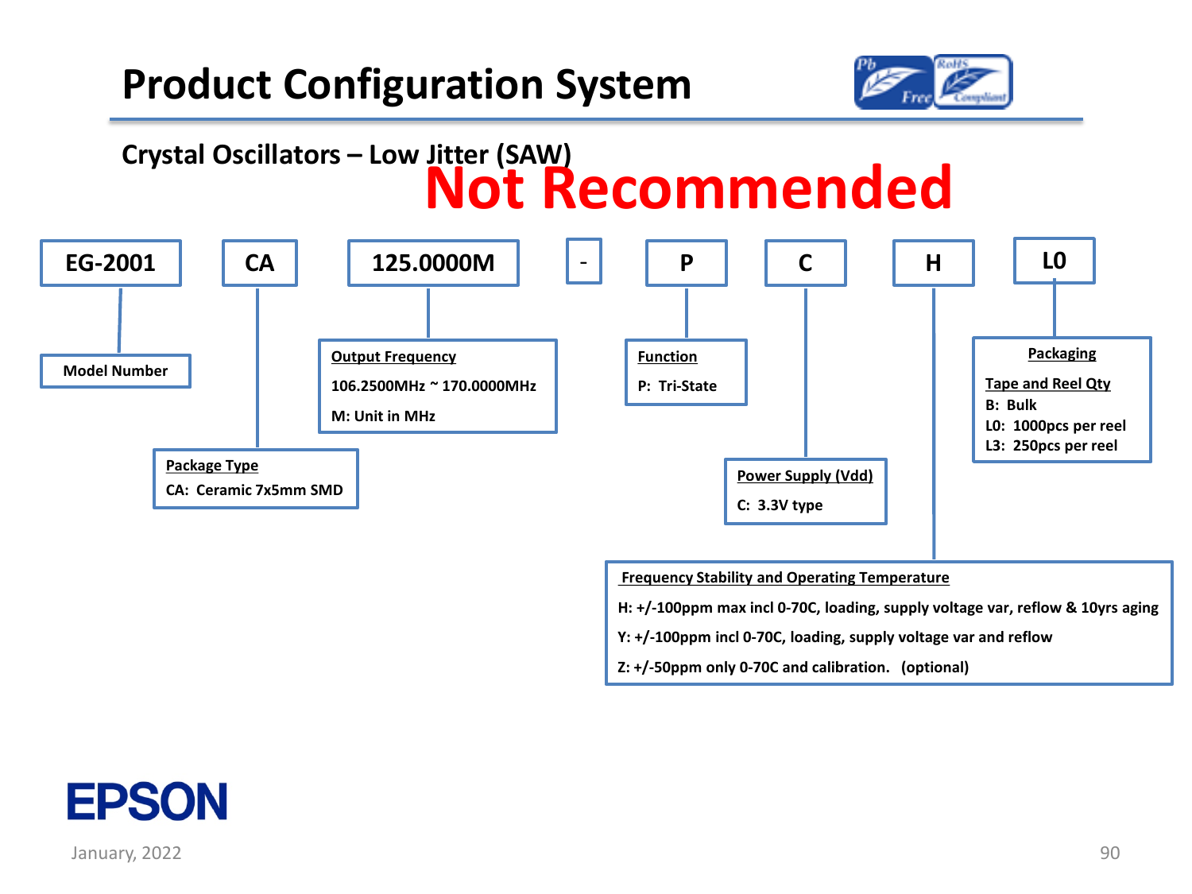# Product Configuration System

## Crystal Oscillators – Low Jitter (SAW)

**Not Recommended**

| EG-2001 | CA | 125.0000M | - | P | C | H | L0 |
|---|---|---|---|---|---|---|---|

**Model Number**

**Package Type**
CA: Ceramic 7x5mm SMD

**Output Frequency**
106.2500MHz ~ 170.0000MHz
M: Unit in MHz

**Function**
P: Tri-State

**Power Supply (Vdd)**
C: 3.3V type

**Frequency Stability and Operating Temperature**
H: +/-100ppm max incl 0-70C, loading, supply voltage var, reflow & 10yrs aging
Y: +/-100ppm incl 0-70C, loading, supply voltage var and reflow
Z: +/-50ppm only 0-70C and calibration. (optional)

**Packaging**
Tape and Reel Qty
B: Bulk
L0: 1000pcs per reel
L3: 250pcs per reel

EPSON

January, 2022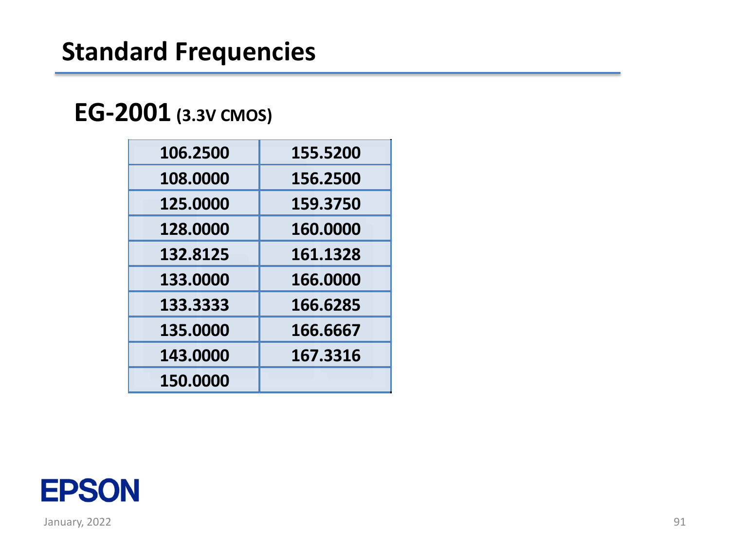# Standard Frequencies

## EG-2001 (3.3V CMOS)

| | |
|---|---|
| 106.2500 | 155.5200 |
| 108.0000 | 156.2500 |
| 125.0000 | 159.3750 |
| 128.0000 | 160.0000 |
| 132.8125 | 161.1328 |
| 133.0000 | 166.0000 |
| 133.3333 | 166.6285 |
| 135.0000 | 166.6667 |
| 143.0000 | 167.3316 |
| 150.0000 | |

EPSON

January, 2022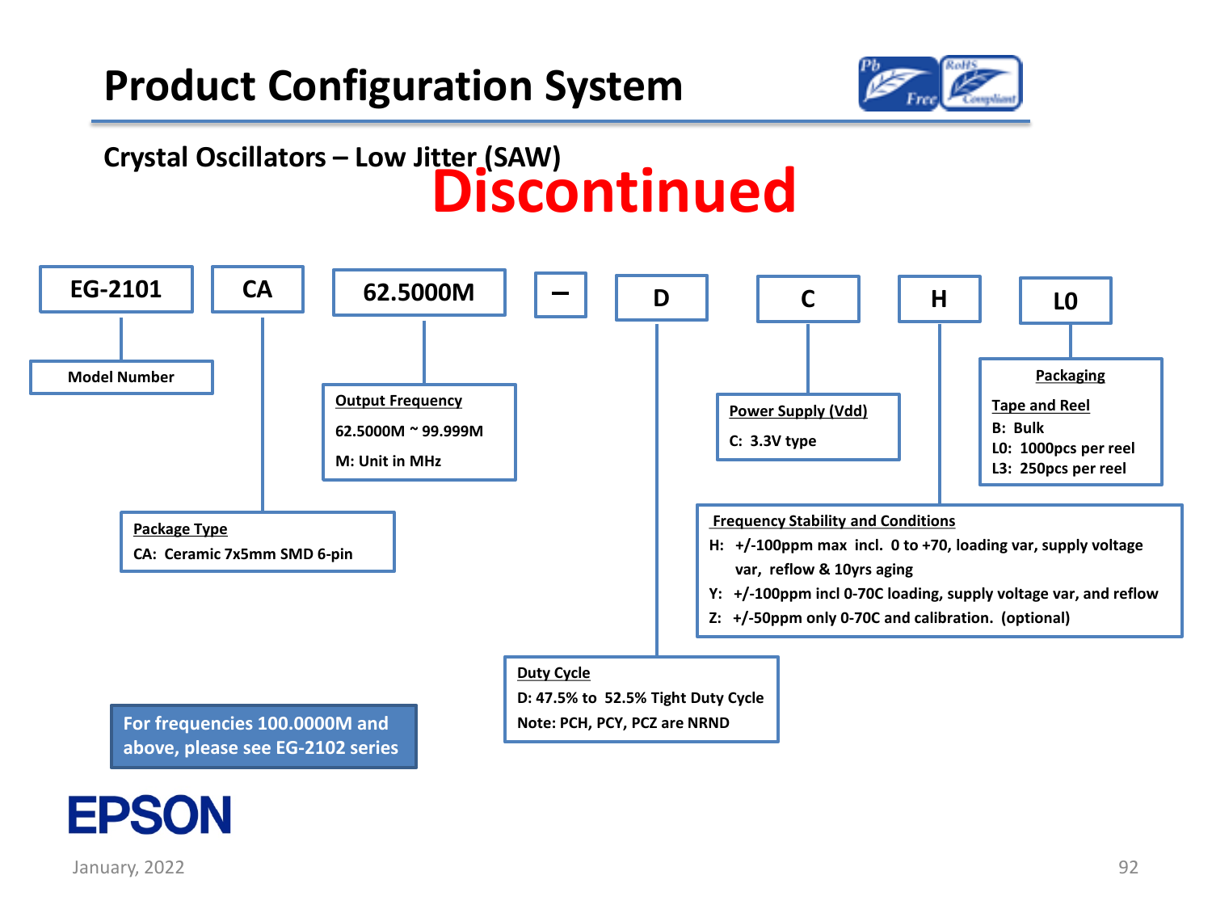# Product Configuration System

## Crystal Oscillators – Low Jitter (SAW)

**Discontinued**

| EG-2101 | CA | 62.5000M | – | D | C | H | L0 |
|---|---|---|---|---|---|---|---|

**Model Number**: EG-2101

**Package Type**
- CA: Ceramic 7x5mm SMD 6-pin

**Output Frequency**
- 62.5000M ~ 99.999M
- M: Unit in MHz

**Duty Cycle**
- D: 47.5% to 52.5% Tight Duty Cycle
- Note: PCH, PCY, PCZ are NRND

**Power Supply (Vdd)**
- C: 3.3V type

**Frequency Stability and Conditions**
- H: +/-100ppm max incl. 0 to +70, loading var, supply voltage var, reflow & 10yrs aging
- Y: +/-100ppm incl 0-70C loading, supply voltage var, and reflow
- Z: +/-50ppm only 0-70C and calibration. (optional)

**Packaging**

Tape and Reel
- B: Bulk
- L0: 1000pcs per reel
- L3: 250pcs per reel

For frequencies 100.0000M and above, please see EG-2102 series

EPSON

January, 2022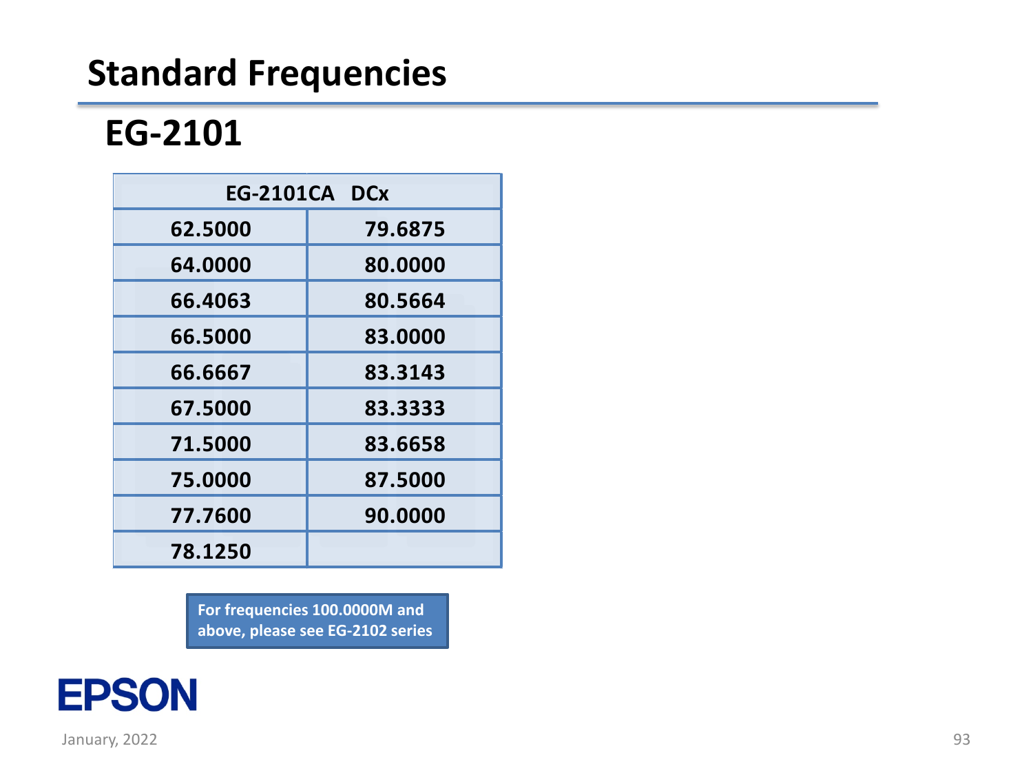# Standard Frequencies

## EG-2101

| EG-2101CA DCx | |
|---|---|
| 62.5000 | 79.6875 |
| 64.0000 | 80.0000 |
| 66.4063 | 80.5664 |
| 66.5000 | 83.0000 |
| 66.6667 | 83.3143 |
| 67.5000 | 83.3333 |
| 71.5000 | 83.6658 |
| 75.0000 | 87.5000 |
| 77.7600 | 90.0000 |
| 78.1250 | |

For frequencies 100.0000M and above, please see EG-2102 series

EPSON

January, 2022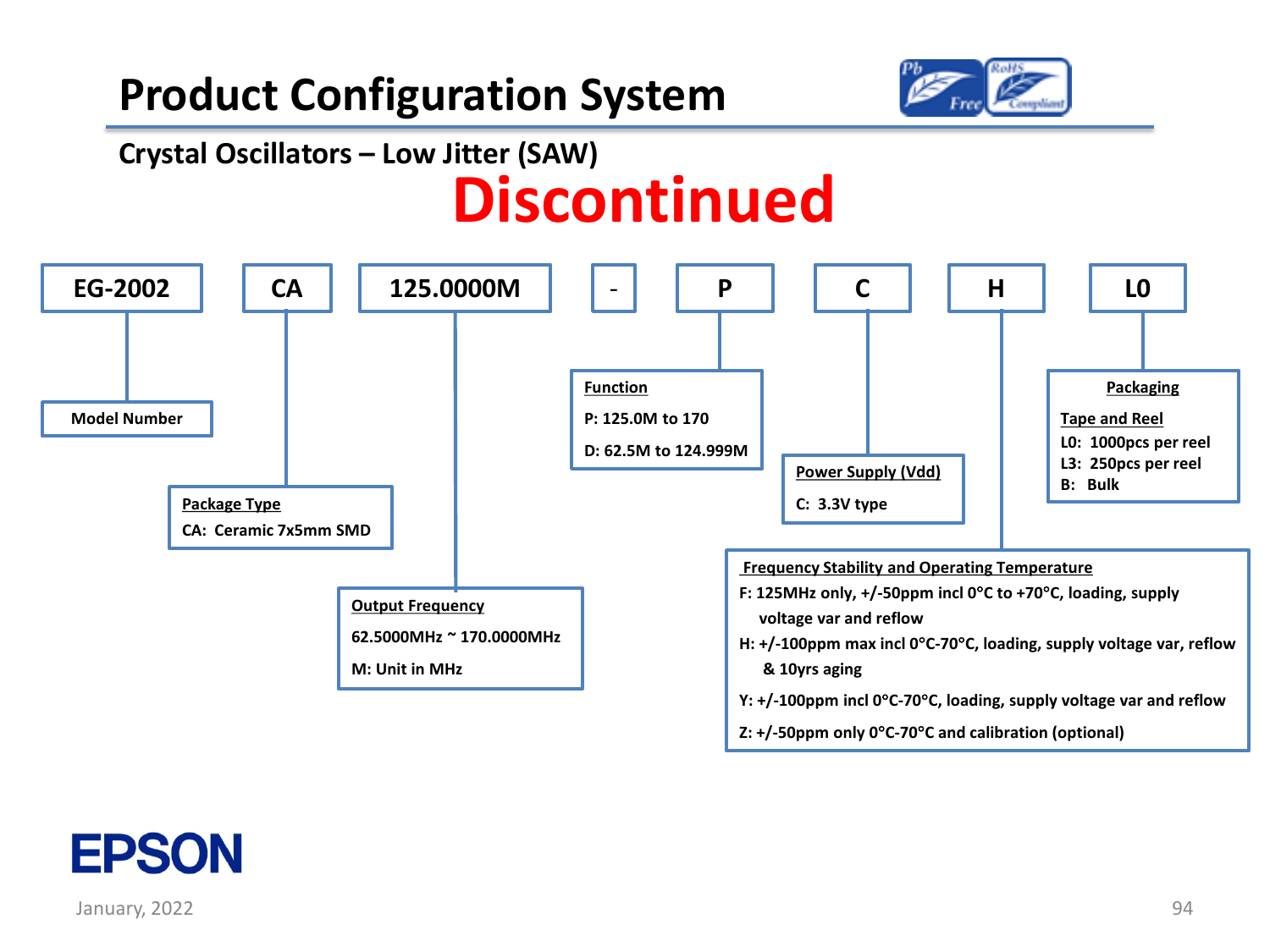# Product Configuration System

## Crystal Oscillators – Low Jitter (SAW)

**Discontinued**

| EG-2002 | CA | 125.0000M | - | P | C | H | L0 |
|---|---|---|---|---|---|---|---|

**Model Number**

EG-2002

**Package Type**

CA: Ceramic 7x5mm SMD

**Output Frequency**

62.5000MHz ~ 170.0000MHz

M: Unit in MHz

**Function**

P: 125.0M to 170

D: 62.5M to 124.999M

**Power Supply (Vdd)**

C: 3.3V type

**Frequency Stability and Operating Temperature**

F: 125MHz only, +/-50ppm incl 0°C to +70°C, loading, supply voltage var and reflow

H: +/-100ppm max incl 0°C-70°C, loading, supply voltage var, reflow & 10yrs aging

Y: +/-100ppm incl 0°C-70°C, loading, supply voltage var and reflow

Z: +/-50ppm only 0°C-70°C and calibration (optional)

**Packaging**

Tape and Reel

L0: 1000pcs per reel

L3: 250pcs per reel

B: Bulk

EPSON

January, 2022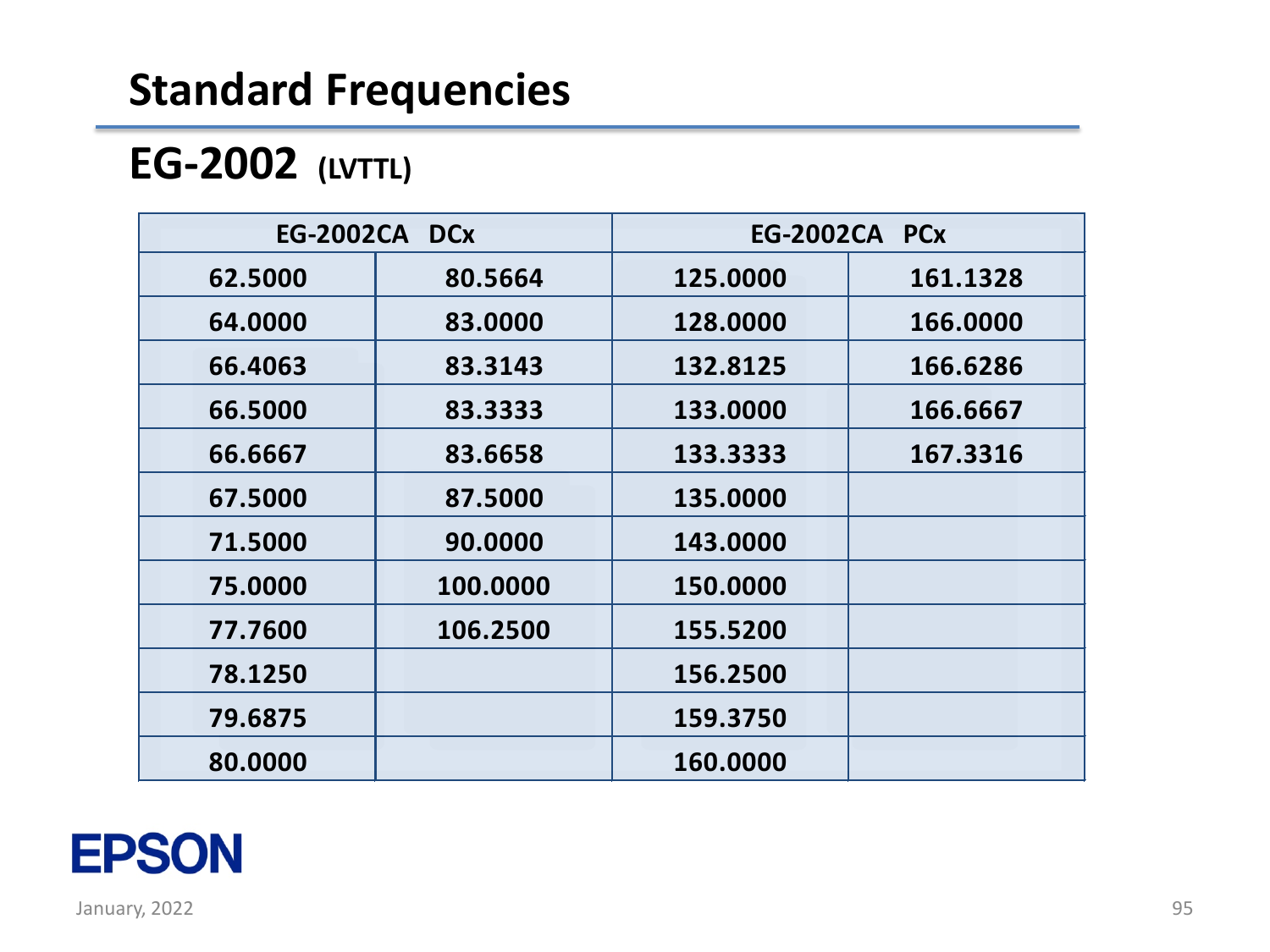# Standard Frequencies

## EG-2002 (LVTTL)

| EG-2002CA DCx | | EG-2002CA PCx | |
|---|---|---|---|
| 62.5000 | 80.5664 | 125.0000 | 161.1328 |
| 64.0000 | 83.0000 | 128.0000 | 166.0000 |
| 66.4063 | 83.3143 | 132.8125 | 166.6286 |
| 66.5000 | 83.3333 | 133.0000 | 166.6667 |
| 66.6667 | 83.6658 | 133.3333 | 167.3316 |
| 67.5000 | 87.5000 | 135.0000 | |
| 71.5000 | 90.0000 | 143.0000 | |
| 75.0000 | 100.0000 | 150.0000 | |
| 77.7600 | 106.2500 | 155.5200 | |
| 78.1250 | | 156.2500 | |
| 79.6875 | | 159.3750 | |
| 80.0000 | | 160.0000 | |

EPSON

January, 2022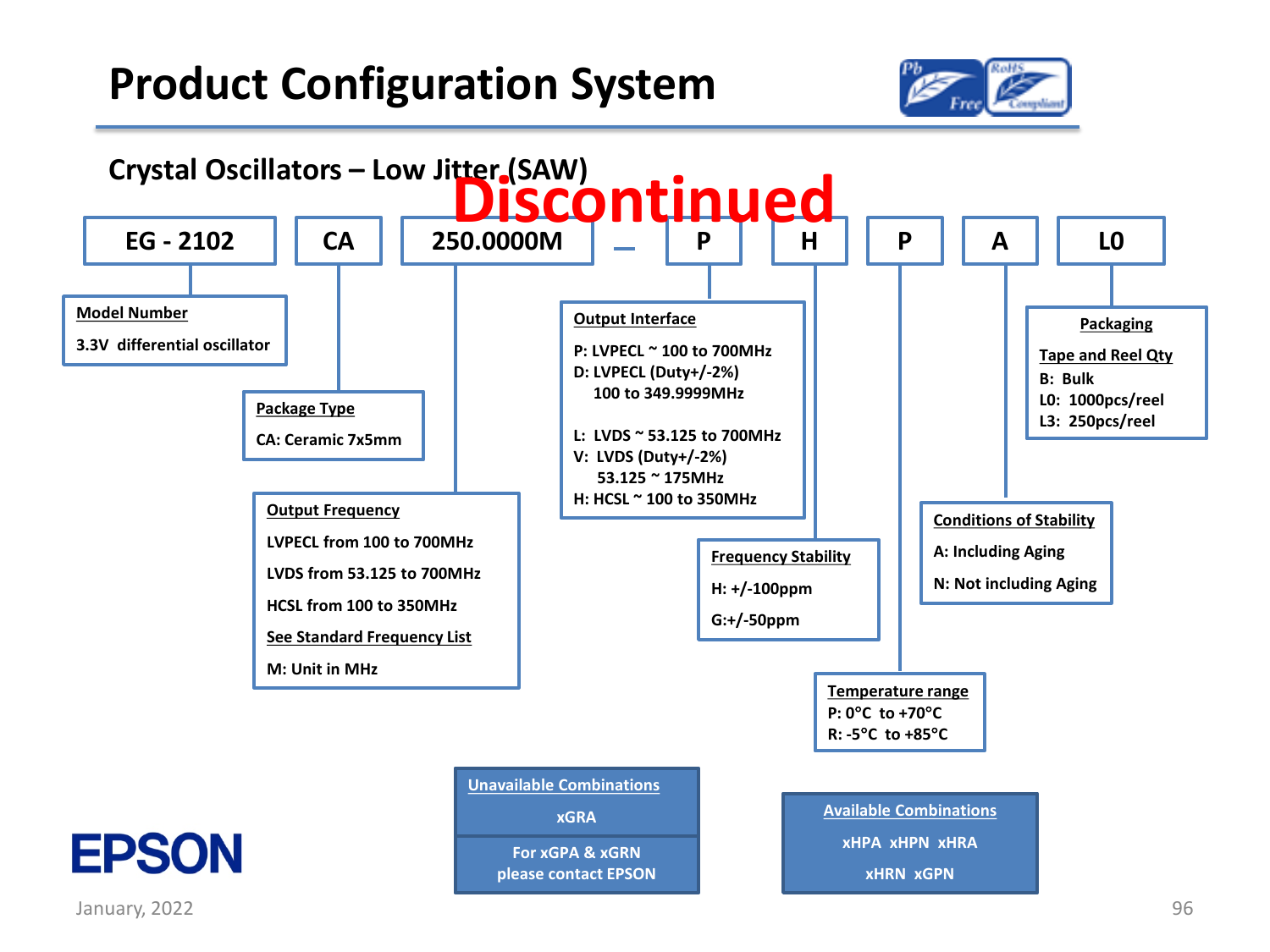# Product Configuration System

## Crystal Oscillators – Low Jitter (SAW)

**Discontinued**

| EG - 2102 | CA | 250.0000M | _ | P | H | P | A | L0 |
|---|---|---|---|---|---|---|---|---|

**Model Number**
3.3V differential oscillator

**Package Type**
CA: Ceramic 7x5mm

**Output Frequency**
LVPECL from 100 to 700MHz
LVDS from 53.125 to 700MHz
HCSL from 100 to 350MHz
See Standard Frequency List
M: Unit in MHz

**Output Interface**
P: LVPECL ~ 100 to 700MHz
D: LVPECL (Duty+/-2%) 100 to 349.9999MHz
L: LVDS ~ 53.125 to 700MHz
V: LVDS (Duty+/-2%) 53.125 ~ 175MHz
H: HCSL ~ 100 to 350MHz

**Frequency Stability**
H: +/-100ppm
G:+/-50ppm

**Temperature range**
P: 0°C to +70°C
R: -5°C to +85°C

**Conditions of Stability**
A: Including Aging
N: Not including Aging

**Packaging**
Tape and Reel Qty
B: Bulk
L0: 1000pcs/reel
L3: 250pcs/reel

**Unavailable Combinations**
xGRA
For xGPA & xGRN please contact EPSON

**Available Combinations**
xHPA xHPN xHRA
xHRN xGPN

EPSON

January, 2022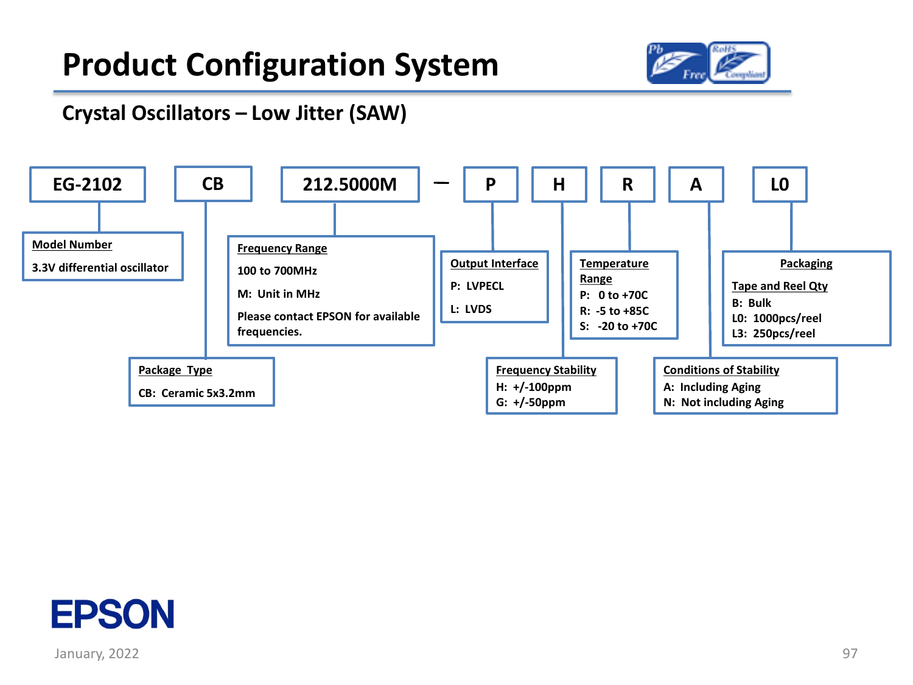# Product Configuration System

## Crystal Oscillators – Low Jitter (SAW)

**EG-2102** | **CB** | **212.5000M** — **P** | **H** | **R** | **A** | **L0**

**Model Number** (EG-2102)
- 3.3V differential oscillator

**Package Type** (CB)
- CB: Ceramic 5x3.2mm

**Frequency Range** (212.5000M)
- 100 to 700MHz
- M: Unit in MHz
- Please contact EPSON for available frequencies.

**Output Interface** (P)
- P: LVPECL
- L: LVDS

**Frequency Stability** (H)
- H: +/-100ppm
- G: +/-50ppm

**Temperature Range** (R)
- P: 0 to +70C
- R: -5 to +85C
- S: -20 to +70C

**Conditions of Stability** (A)
- A: Including Aging
- N: Not including Aging

**Packaging** (L0)

Tape and Reel Qty
- B: Bulk
- L0: 1000pcs/reel
- L3: 250pcs/reel

EPSON

January, 2022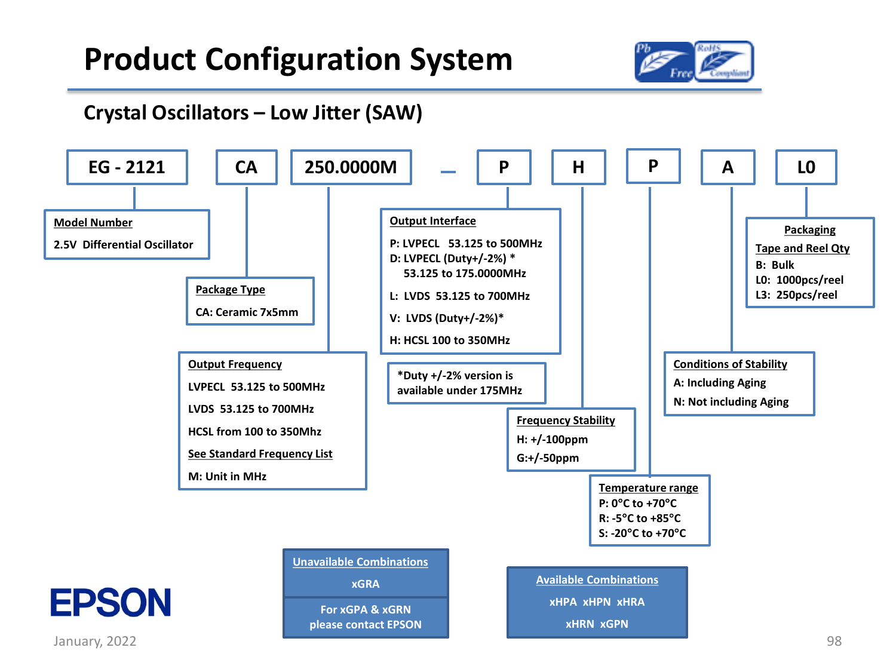# Product Configuration System

## Crystal Oscillators – Low Jitter (SAW)

EG - 2121 | CA | 250.0000M _ P | H | P | A | L0

**Model Number**
2.5V Differential Oscillator

**Package Type**
CA: Ceramic 7x5mm

**Output Frequency**
- LVPECL 53.125 to 500MHz
- LVDS 53.125 to 700MHz
- HCSL from 100 to 350Mhz
- See Standard Frequency List
- M: Unit in MHz

**Output Interface**
- P: LVPECL 53.125 to 500MHz
- D: LVPECL (Duty+/-2%) * 53.125 to 175.0000MHz
- L: LVDS 53.125 to 700MHz
- V: LVDS (Duty+/-2%)*
- H: HCSL 100 to 350MHz

*Duty +/-2% version is available under 175MHz

**Frequency Stability**
- H: +/-100ppm
- G:+/-50ppm

**Temperature range**
- P: 0°C to +70°C
- R: -5°C to +85°C
- S: -20°C to +70°C

**Conditions of Stability**
- A: Including Aging
- N: Not including Aging

**Packaging**
Tape and Reel Qty
- B: Bulk
- L0: 1000pcs/reel
- L3: 250pcs/reel

**Unavailable Combinations**
xGRA

For xGPA & xGRN please contact EPSON

**Available Combinations**
xHPA xHPN xHRA
xHRN xGPN

EPSON

January, 2022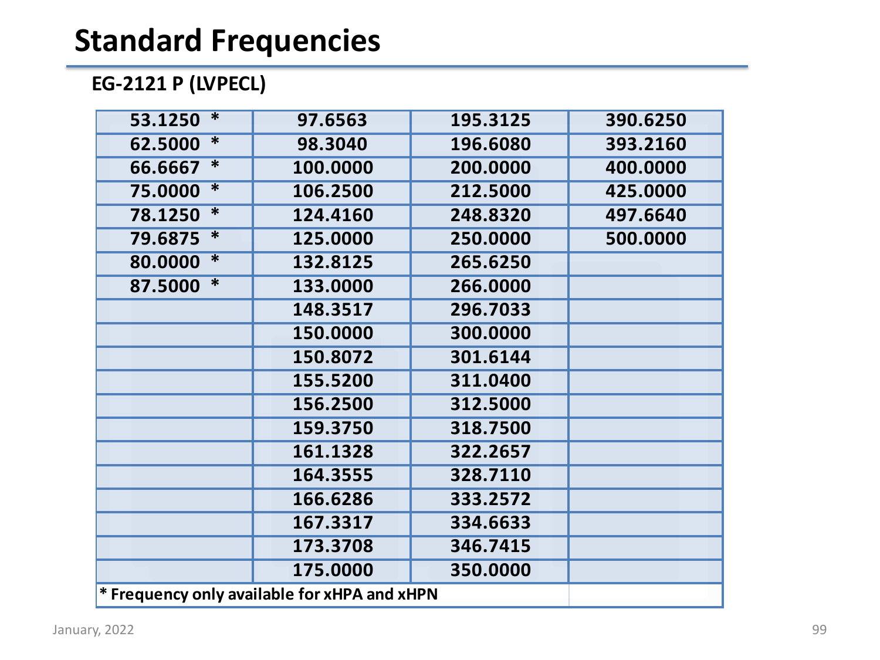# Standard Frequencies

## EG-2121 P (LVPECL)

| | | | |
|---|---|---|---|
| 53.1250 * | 97.6563 | 195.3125 | 390.6250 |
| 62.5000 * | 98.3040 | 196.6080 | 393.2160 |
| 66.6667 * | 100.0000 | 200.0000 | 400.0000 |
| 75.0000 * | 106.2500 | 212.5000 | 425.0000 |
| 78.1250 * | 124.4160 | 248.8320 | 497.6640 |
| 79.6875 * | 125.0000 | 250.0000 | 500.0000 |
| 80.0000 * | 132.8125 | 265.6250 | |
| 87.5000 * | 133.0000 | 266.0000 | |
| | 148.3517 | 296.7033 | |
| | 150.0000 | 300.0000 | |
| | 150.8072 | 301.6144 | |
| | 155.5200 | 311.0400 | |
| | 156.2500 | 312.5000 | |
| | 159.3750 | 318.7500 | |
| | 161.1328 | 322.2657 | |
| | 164.3555 | 328.7110 | |
| | 166.6286 | 333.2572 | |
| | 167.3317 | 334.6633 | |
| | 173.3708 | 346.7415 | |
| | 175.0000 | 350.0000 | |

* Frequency only available for xHPA and xHPN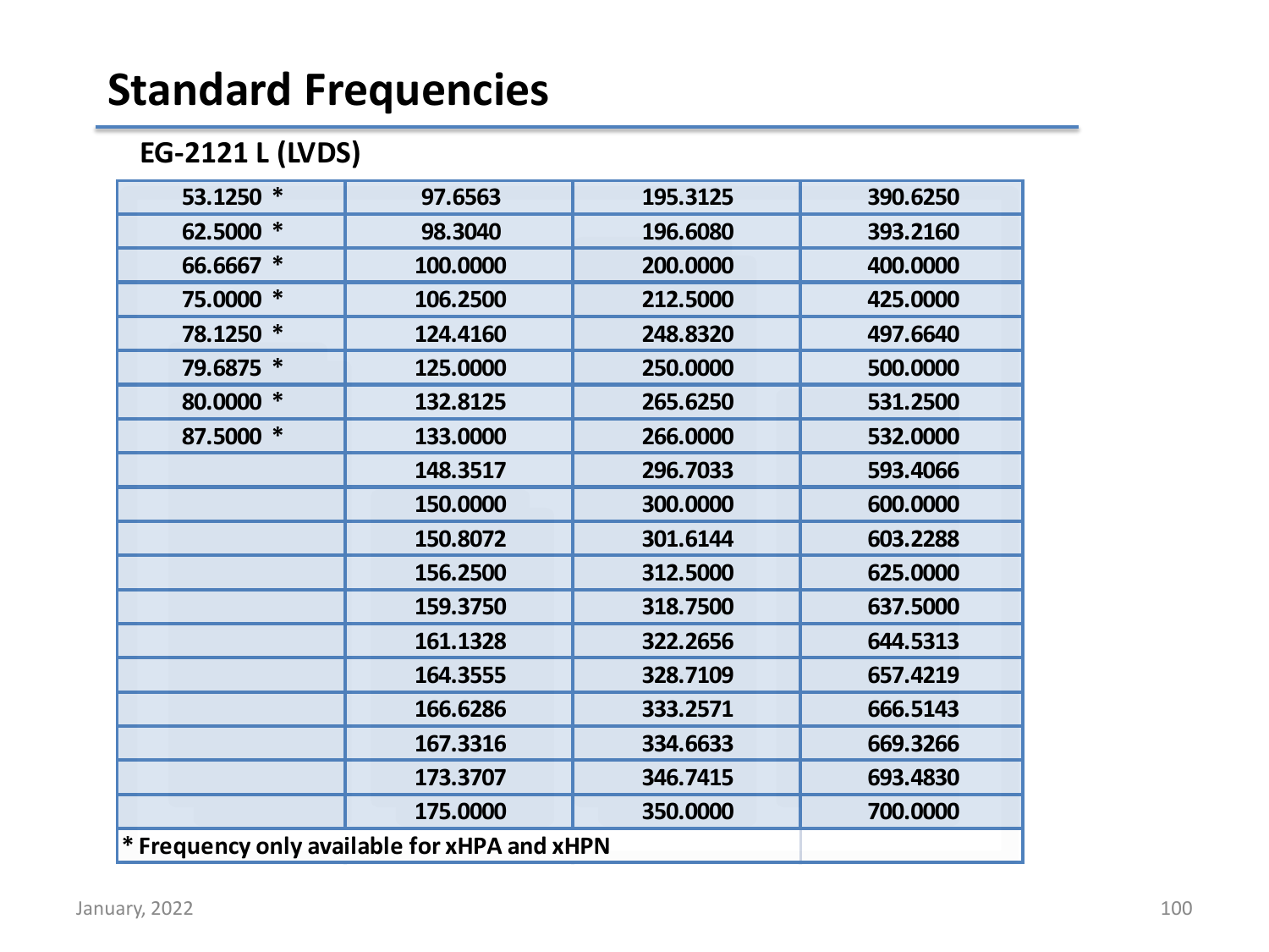# Standard Frequencies

## EG-2121 L (LVDS)

| | | | |
|---|---|---|---|
| 53.1250 * | 97.6563 | 195.3125 | 390.6250 |
| 62.5000 * | 98.3040 | 196.6080 | 393.2160 |
| 66.6667 * | 100.0000 | 200.0000 | 400.0000 |
| 75.0000 * | 106.2500 | 212.5000 | 425.0000 |
| 78.1250 * | 124.4160 | 248.8320 | 497.6640 |
| 79.6875 * | 125.0000 | 250.0000 | 500.0000 |
| 80.0000 * | 132.8125 | 265.6250 | 531.2500 |
| 87.5000 * | 133.0000 | 266.0000 | 532.0000 |
| | 148.3517 | 296.7033 | 593.4066 |
| | 150.0000 | 300.0000 | 600.0000 |
| | 150.8072 | 301.6144 | 603.2288 |
| | 156.2500 | 312.5000 | 625.0000 |
| | 159.3750 | 318.7500 | 637.5000 |
| | 161.1328 | 322.2656 | 644.5313 |
| | 164.3555 | 328.7109 | 657.4219 |
| | 166.6286 | 333.2571 | 666.5143 |
| | 167.3316 | 334.6633 | 669.3266 |
| | 173.3707 | 346.7415 | 693.4830 |
| | 175.0000 | 350.0000 | 700.0000 |

* Frequency only available for xHPA and xHPN

January, 2022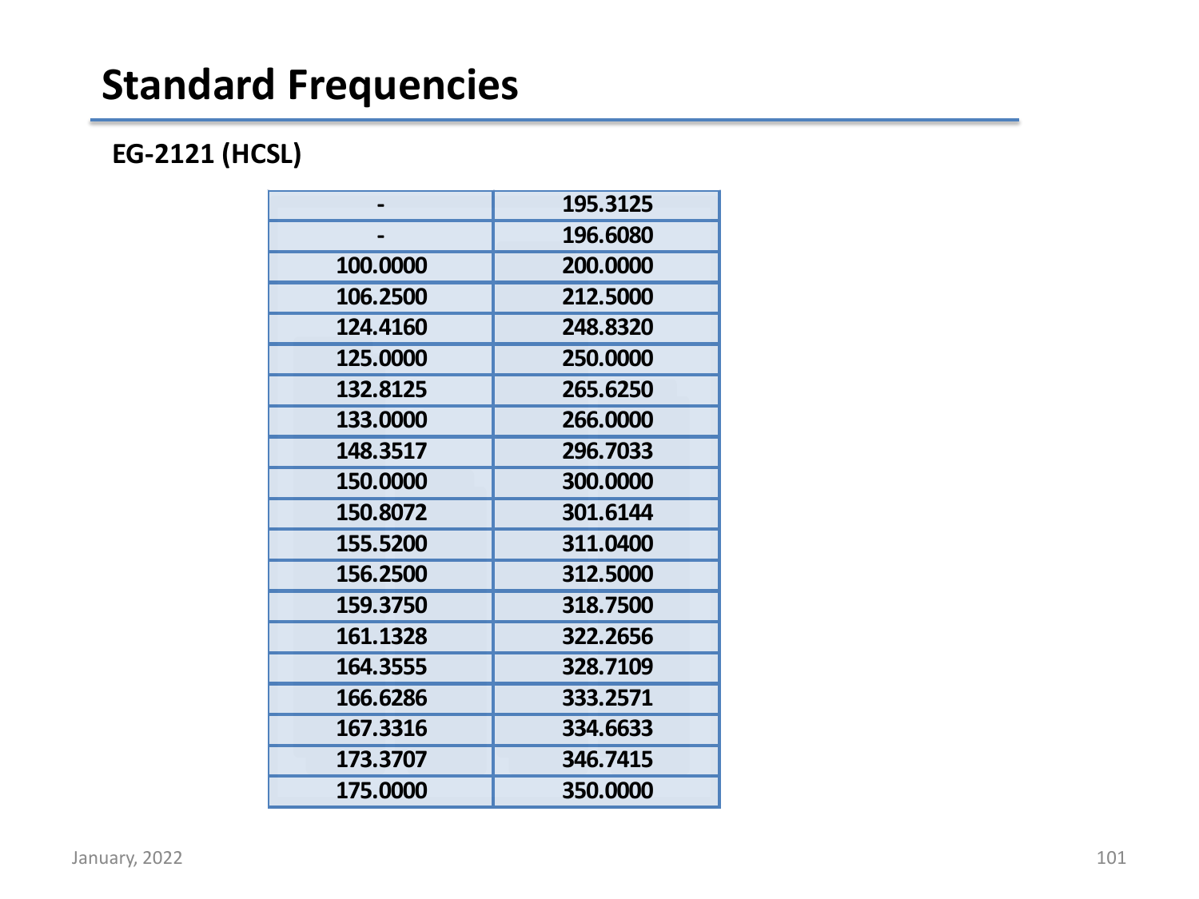# Standard Frequencies

**EG-2121 (HCSL)**

| | |
|---|---|
| - | 195.3125 |
| - | 196.6080 |
| 100.0000 | 200.0000 |
| 106.2500 | 212.5000 |
| 124.4160 | 248.8320 |
| 125.0000 | 250.0000 |
| 132.8125 | 265.6250 |
| 133.0000 | 266.0000 |
| 148.3517 | 296.7033 |
| 150.0000 | 300.0000 |
| 150.8072 | 301.6144 |
| 155.5200 | 311.0400 |
| 156.2500 | 312.5000 |
| 159.3750 | 318.7500 |
| 161.1328 | 322.2656 |
| 164.3555 | 328.7109 |
| 166.6286 | 333.2571 |
| 167.3316 | 334.6633 |
| 173.3707 | 346.7415 |
| 175.0000 | 350.0000 |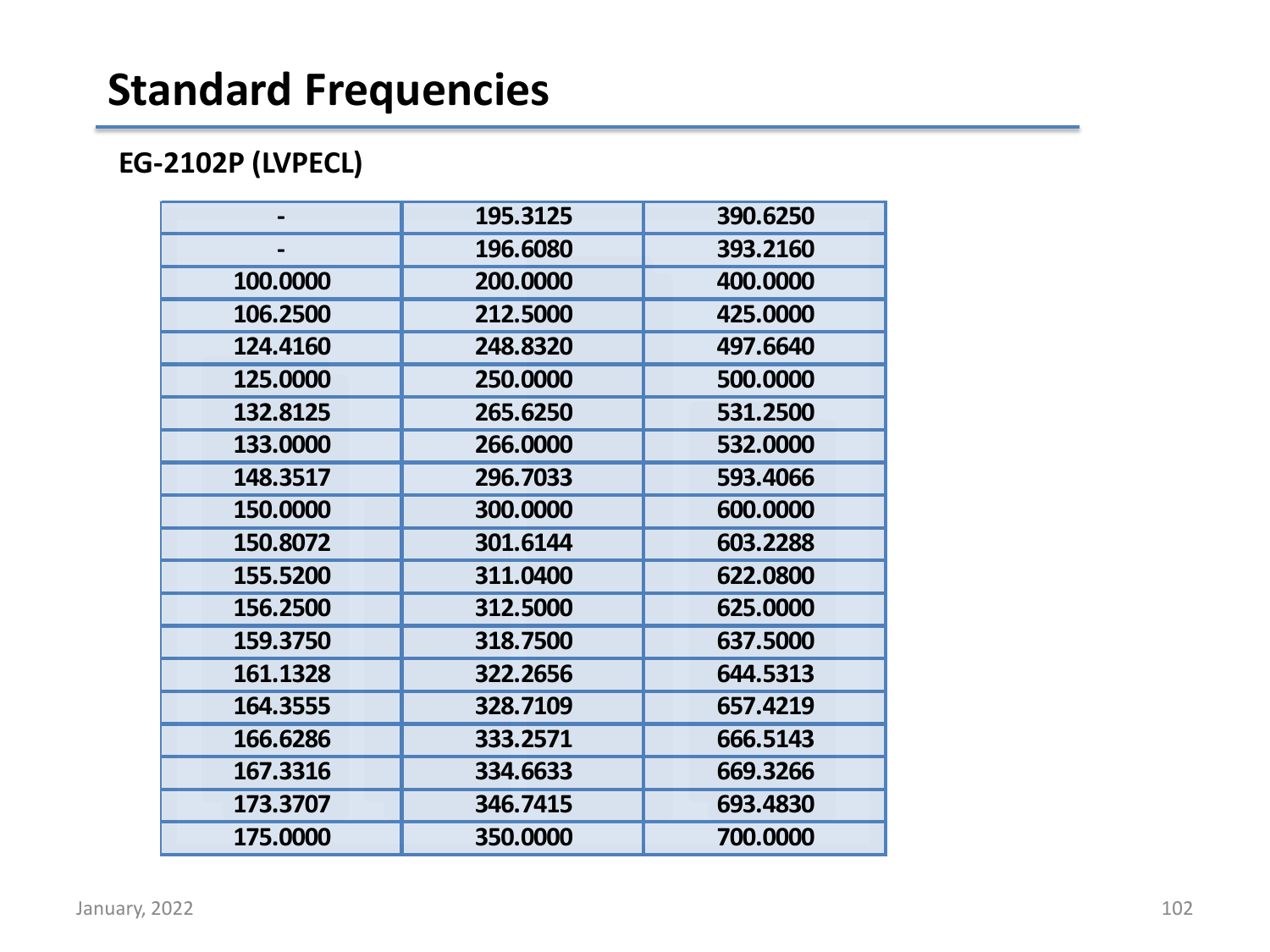# Standard Frequencies

### EG-2102P (LVPECL)

| | | |
|---|---|---|
| - | 195.3125 | 390.6250 |
| - | 196.6080 | 393.2160 |
| 100.0000 | 200.0000 | 400.0000 |
| 106.2500 | 212.5000 | 425.0000 |
| 124.4160 | 248.8320 | 497.6640 |
| 125.0000 | 250.0000 | 500.0000 |
| 132.8125 | 265.6250 | 531.2500 |
| 133.0000 | 266.0000 | 532.0000 |
| 148.3517 | 296.7033 | 593.4066 |
| 150.0000 | 300.0000 | 600.0000 |
| 150.8072 | 301.6144 | 603.2288 |
| 155.5200 | 311.0400 | 622.0800 |
| 156.2500 | 312.5000 | 625.0000 |
| 159.3750 | 318.7500 | 637.5000 |
| 161.1328 | 322.2656 | 644.5313 |
| 164.3555 | 328.7109 | 657.4219 |
| 166.6286 | 333.2571 | 666.5143 |
| 167.3316 | 334.6633 | 669.3266 |
| 173.3707 | 346.7415 | 693.4830 |
| 175.0000 | 350.0000 | 700.0000 |

January, 2022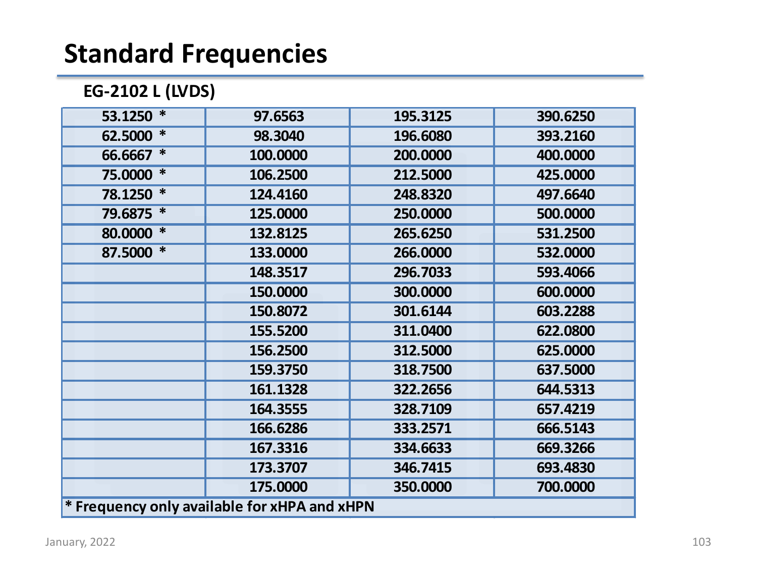# Standard Frequencies

## EG-2102 L (LVDS)

| | | | |
|---|---|---|---|
| 53.1250 * | 97.6563 | 195.3125 | 390.6250 |
| 62.5000 * | 98.3040 | 196.6080 | 393.2160 |
| 66.6667 * | 100.0000 | 200.0000 | 400.0000 |
| 75.0000 * | 106.2500 | 212.5000 | 425.0000 |
| 78.1250 * | 124.4160 | 248.8320 | 497.6640 |
| 79.6875 * | 125.0000 | 250.0000 | 500.0000 |
| 80.0000 * | 132.8125 | 265.6250 | 531.2500 |
| 87.5000 * | 133.0000 | 266.0000 | 532.0000 |
| | 148.3517 | 296.7033 | 593.4066 |
| | 150.0000 | 300.0000 | 600.0000 |
| | 150.8072 | 301.6144 | 603.2288 |
| | 155.5200 | 311.0400 | 622.0800 |
| | 156.2500 | 312.5000 | 625.0000 |
| | 159.3750 | 318.7500 | 637.5000 |
| | 161.1328 | 322.2656 | 644.5313 |
| | 164.3555 | 328.7109 | 657.4219 |
| | 166.6286 | 333.2571 | 666.5143 |
| | 167.3316 | 334.6633 | 669.3266 |
| | 173.3707 | 346.7415 | 693.4830 |
| | 175.0000 | 350.0000 | 700.0000 |

**\* Frequency only available for xHPA and xHPN**

January, 2022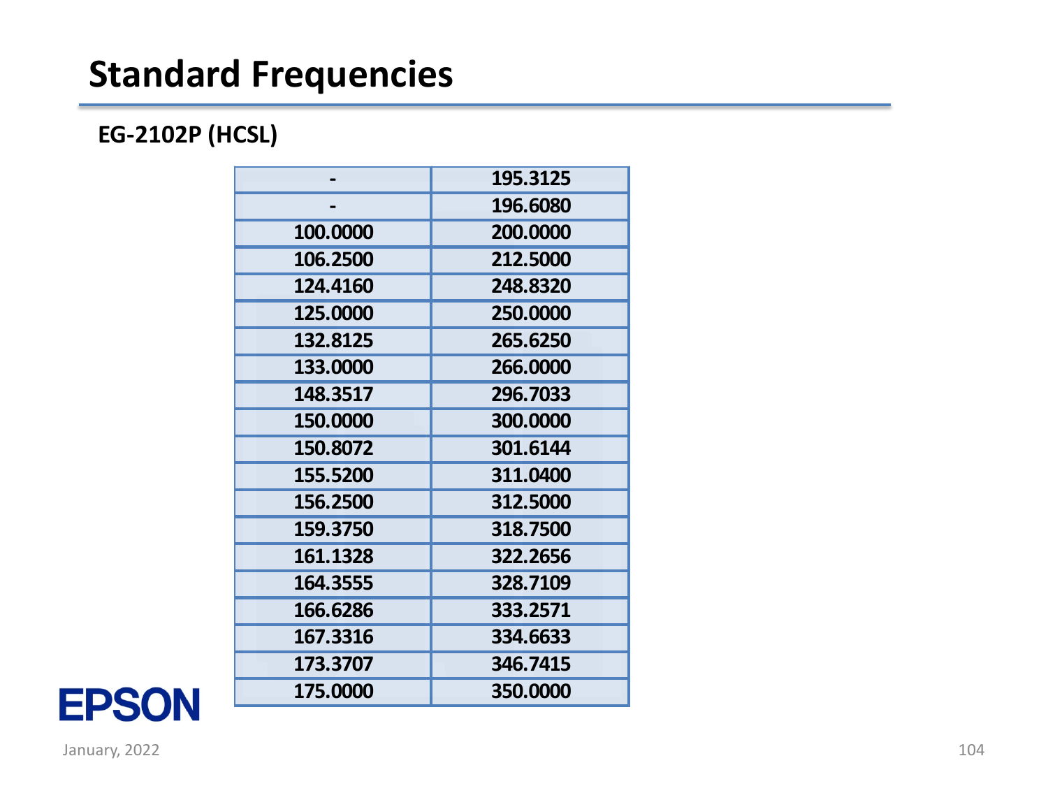# Standard Frequencies

**EG-2102P (HCSL)**

| | |
|---|---|
| - | 195.3125 |
| - | 196.6080 |
| 100.0000 | 200.0000 |
| 106.2500 | 212.5000 |
| 124.4160 | 248.8320 |
| 125.0000 | 250.0000 |
| 132.8125 | 265.6250 |
| 133.0000 | 266.0000 |
| 148.3517 | 296.7033 |
| 150.0000 | 300.0000 |
| 150.8072 | 301.6144 |
| 155.5200 | 311.0400 |
| 156.2500 | 312.5000 |
| 159.3750 | 318.7500 |
| 161.1328 | 322.2656 |
| 164.3555 | 328.7109 |
| 166.6286 | 333.2571 |
| 167.3316 | 334.6633 |
| 173.3707 | 346.7415 |
| 175.0000 | 350.0000 |

EPSON

January, 2022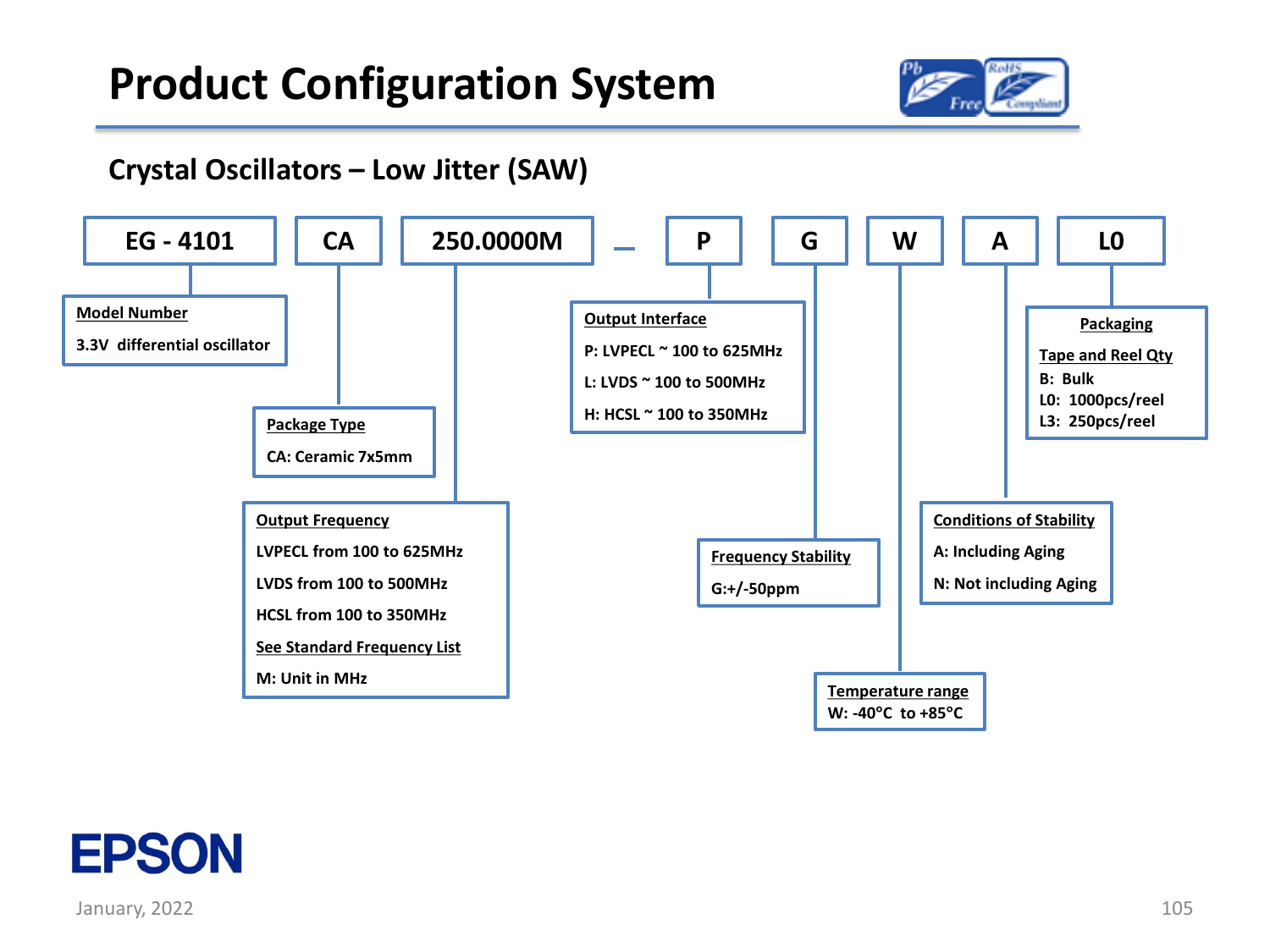# Product Configuration System

## Crystal Oscillators – Low Jitter (SAW)

| EG - 4101 | CA | 250.0000M | _ | P | G | W | A | L0 |
|---|---|---|---|---|---|---|---|---|

**Model Number**
3.3V differential oscillator

**Package Type**
CA: Ceramic 7x5mm

**Output Frequency**
LVPECL from 100 to 625MHz
LVDS from 100 to 500MHz
HCSL from 100 to 350MHz
See Standard Frequency List
M: Unit in MHz

**Output Interface**
P: LVPECL ~ 100 to 625MHz
L: LVDS ~ 100 to 500MHz
H: HCSL ~ 100 to 350MHz

**Frequency Stability**
G:+/-50ppm

**Temperature range**
W: -40°C to +85°C

**Conditions of Stability**
A: Including Aging
N: Not including Aging

**Packaging**
Tape and Reel Qty
B: Bulk
L0: 1000pcs/reel
L3: 250pcs/reel

EPSON

January, 2022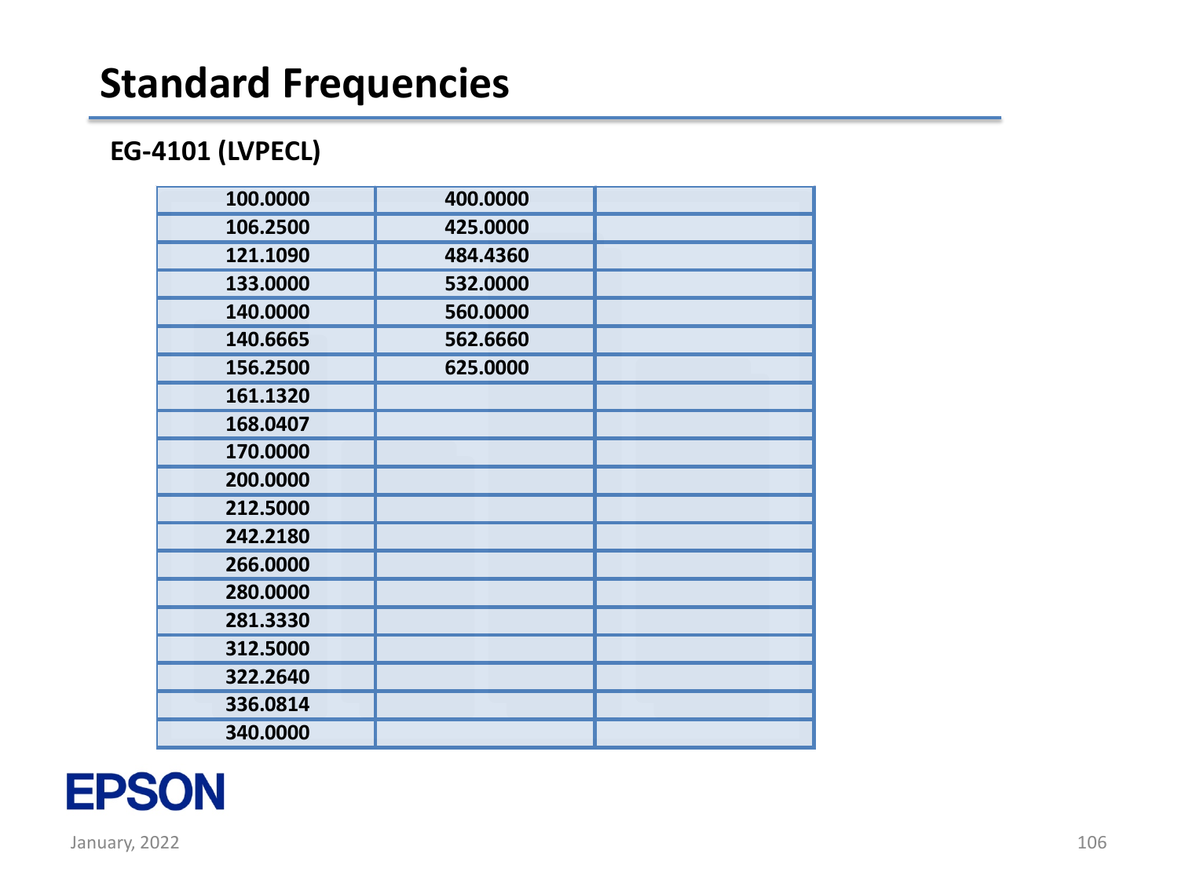# Standard Frequencies

## EG-4101 (LVPECL)

| | | |
|---|---|---|
| 100.0000 | 400.0000 | |
| 106.2500 | 425.0000 | |
| 121.1090 | 484.4360 | |
| 133.0000 | 532.0000 | |
| 140.0000 | 560.0000 | |
| 140.6665 | 562.6660 | |
| 156.2500 | 625.0000 | |
| 161.1320 | | |
| 168.0407 | | |
| 170.0000 | | |
| 200.0000 | | |
| 212.5000 | | |
| 242.2180 | | |
| 266.0000 | | |
| 280.0000 | | |
| 281.3330 | | |
| 312.5000 | | |
| 322.2640 | | |
| 336.0814 | | |
| 340.0000 | | |

EPSON

January, 2022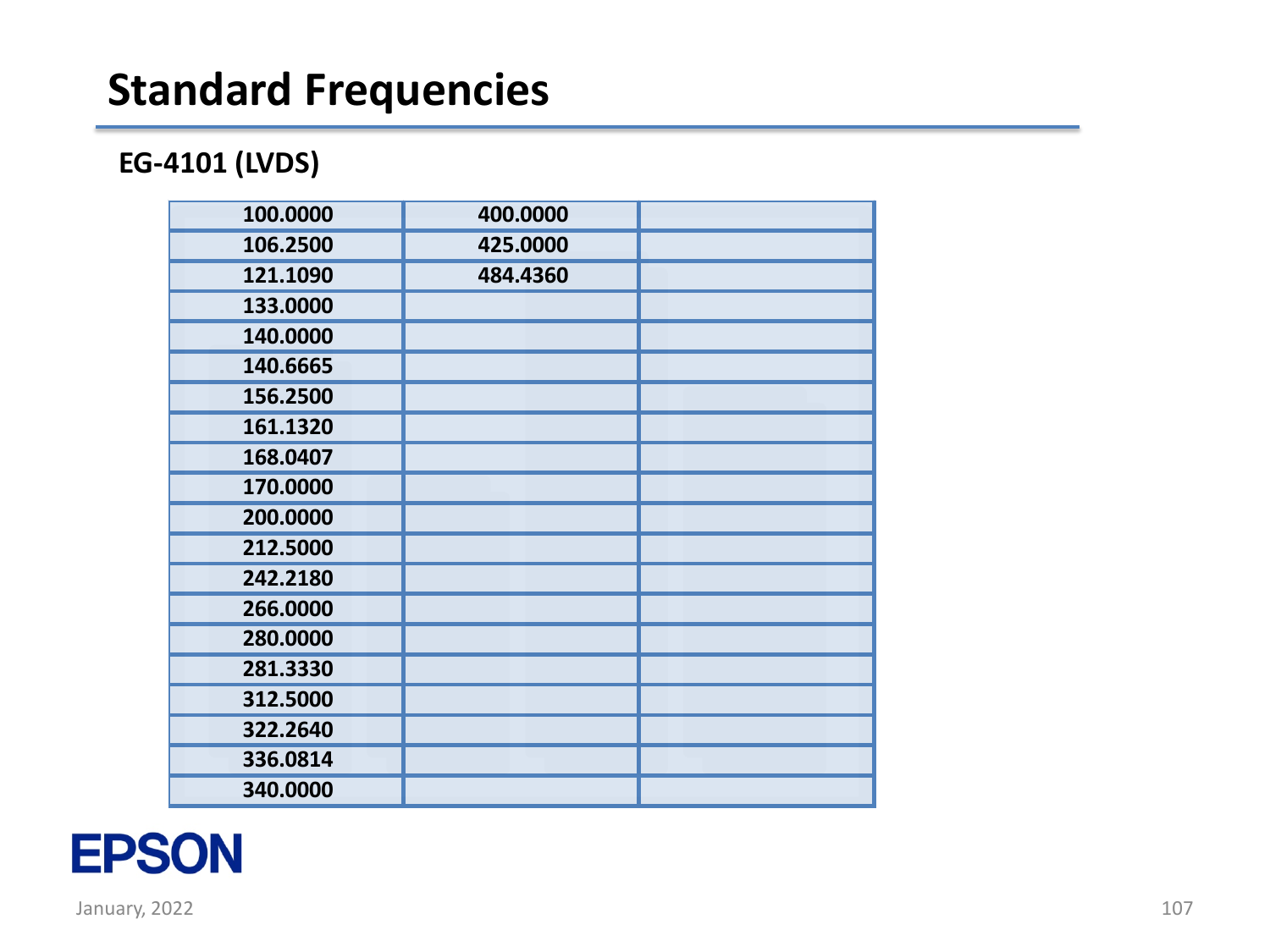# Standard Frequencies

## EG-4101 (LVDS)

| | | |
|---|---|---|
| 100.0000 | 400.0000 | |
| 106.2500 | 425.0000 | |
| 121.1090 | 484.4360 | |
| 133.0000 | | |
| 140.0000 | | |
| 140.6665 | | |
| 156.2500 | | |
| 161.1320 | | |
| 168.0407 | | |
| 170.0000 | | |
| 200.0000 | | |
| 212.5000 | | |
| 242.2180 | | |
| 266.0000 | | |
| 280.0000 | | |
| 281.3330 | | |
| 312.5000 | | |
| 322.2640 | | |
| 336.0814 | | |
| 340.0000 | | |

EPSON

January, 2022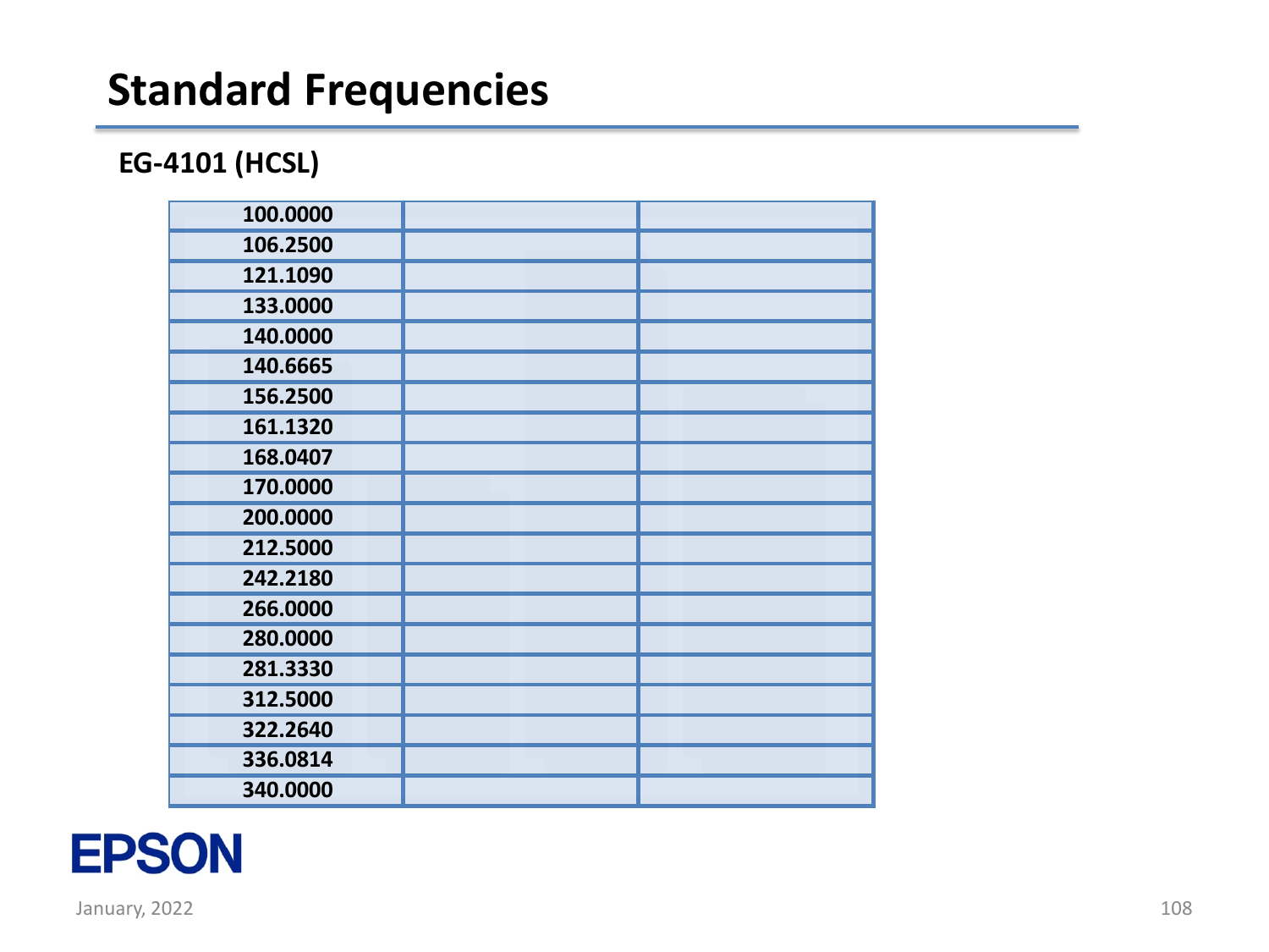# Standard Frequencies

### EG-4101 (HCSL)

| | | |
|---|---|---|
| 100.0000 | | |
| 106.2500 | | |
| 121.1090 | | |
| 133.0000 | | |
| 140.0000 | | |
| 140.6665 | | |
| 156.2500 | | |
| 161.1320 | | |
| 168.0407 | | |
| 170.0000 | | |
| 200.0000 | | |
| 212.5000 | | |
| 242.2180 | | |
| 266.0000 | | |
| 280.0000 | | |
| 281.3330 | | |
| 312.5000 | | |
| 322.2640 | | |
| 336.0814 | | |
| 340.0000 | | |

EPSON

January, 2022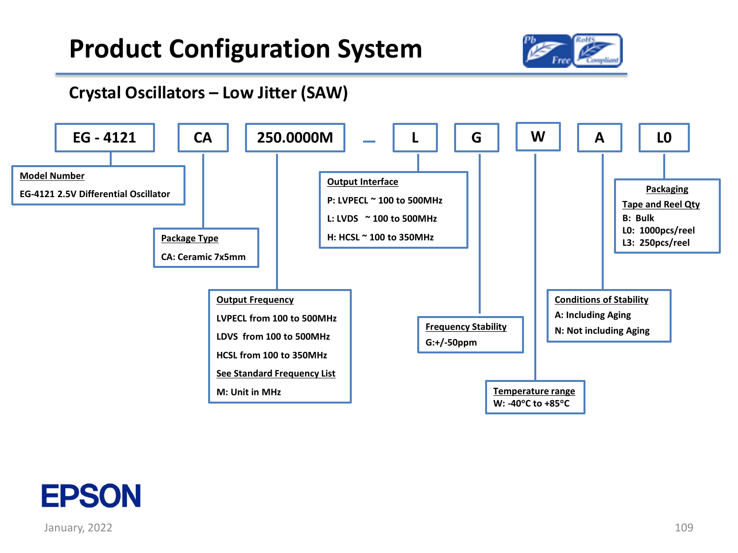# Product Configuration System

## Crystal Oscillators – Low Jitter (SAW)

| EG - 4121 | CA | 250.0000M | _ | L | G | W | A | L0 |
|---|---|---|---|---|---|---|---|---|

**Model Number**
EG-4121 2.5V Differential Oscillator

**Package Type**
CA: Ceramic 7x5mm

**Output Frequency**
LVPECL from 100 to 500MHz
LDVS from 100 to 500MHz
HCSL from 100 to 350MHz
See Standard Frequency List
M: Unit in MHz

**Output Interface**
P: LVPECL ~ 100 to 500MHz
L: LVDS ~ 100 to 500MHz
H: HCSL ~ 100 to 350MHz

**Frequency Stability**
G:+/-50ppm

**Temperature range**
W: -40°C to +85°C

**Conditions of Stability**
A: Including Aging
N: Not including Aging

**Packaging**
Tape and Reel Qty
B: Bulk
L0: 1000pcs/reel
L3: 250pcs/reel

EPSON

January, 2022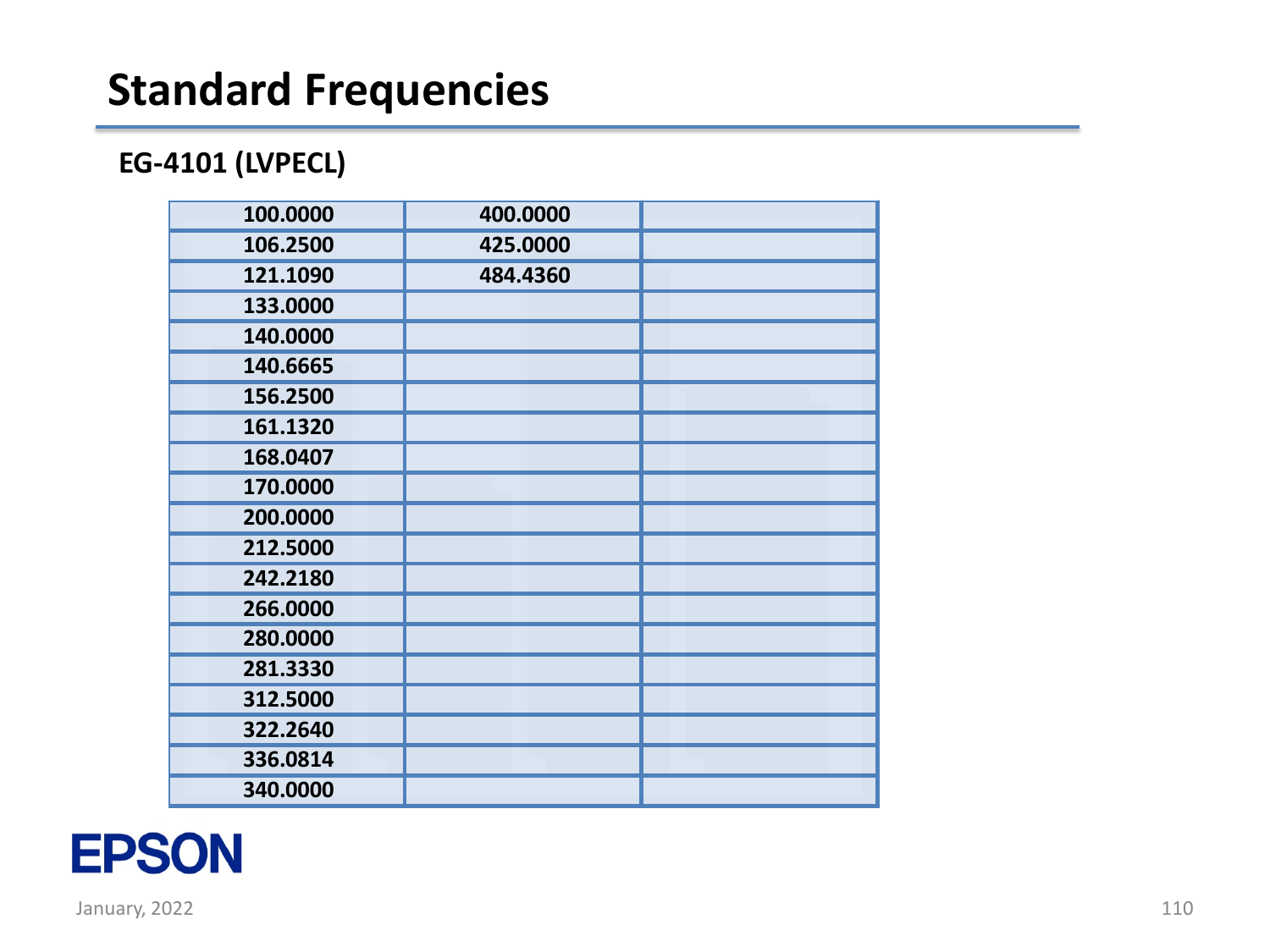# Standard Frequencies

## EG-4101 (LVPECL)

| | | |
|---|---|---|
| 100.0000 | 400.0000 | |
| 106.2500 | 425.0000 | |
| 121.1090 | 484.4360 | |
| 133.0000 | | |
| 140.0000 | | |
| 140.6665 | | |
| 156.2500 | | |
| 161.1320 | | |
| 168.0407 | | |
| 170.0000 | | |
| 200.0000 | | |
| 212.5000 | | |
| 242.2180 | | |
| 266.0000 | | |
| 280.0000 | | |
| 281.3330 | | |
| 312.5000 | | |
| 322.2640 | | |
| 336.0814 | | |
| 340.0000 | | |

EPSON

January, 2022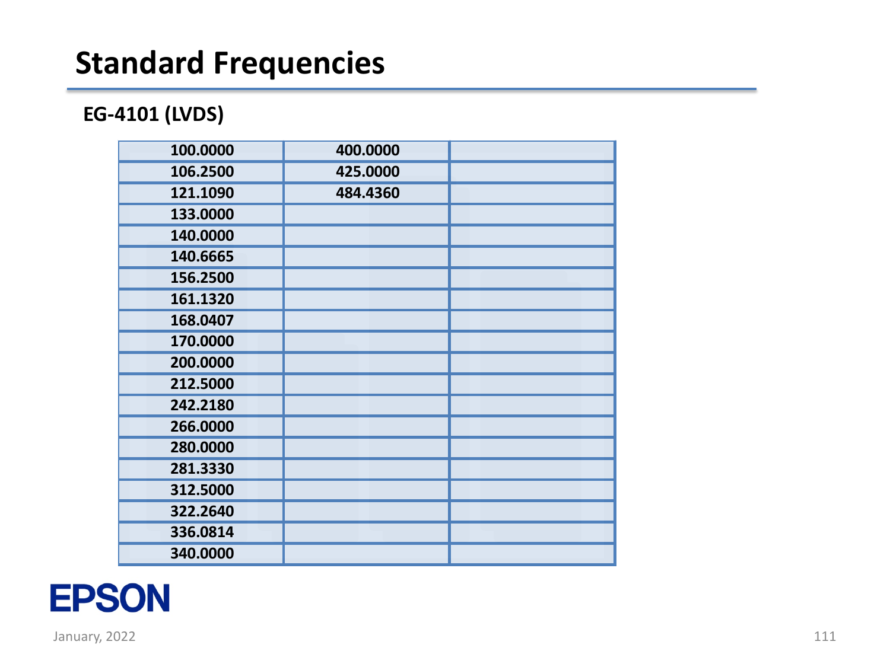# Standard Frequencies

## EG-4101 (LVDS)

| | | |
|---|---|---|
| 100.0000 | 400.0000 | |
| 106.2500 | 425.0000 | |
| 121.1090 | 484.4360 | |
| 133.0000 | | |
| 140.0000 | | |
| 140.6665 | | |
| 156.2500 | | |
| 161.1320 | | |
| 168.0407 | | |
| 170.0000 | | |
| 200.0000 | | |
| 212.5000 | | |
| 242.2180 | | |
| 266.0000 | | |
| 280.0000 | | |
| 281.3330 | | |
| 312.5000 | | |
| 322.2640 | | |
| 336.0814 | | |
| 340.0000 | | |

EPSON

January, 2022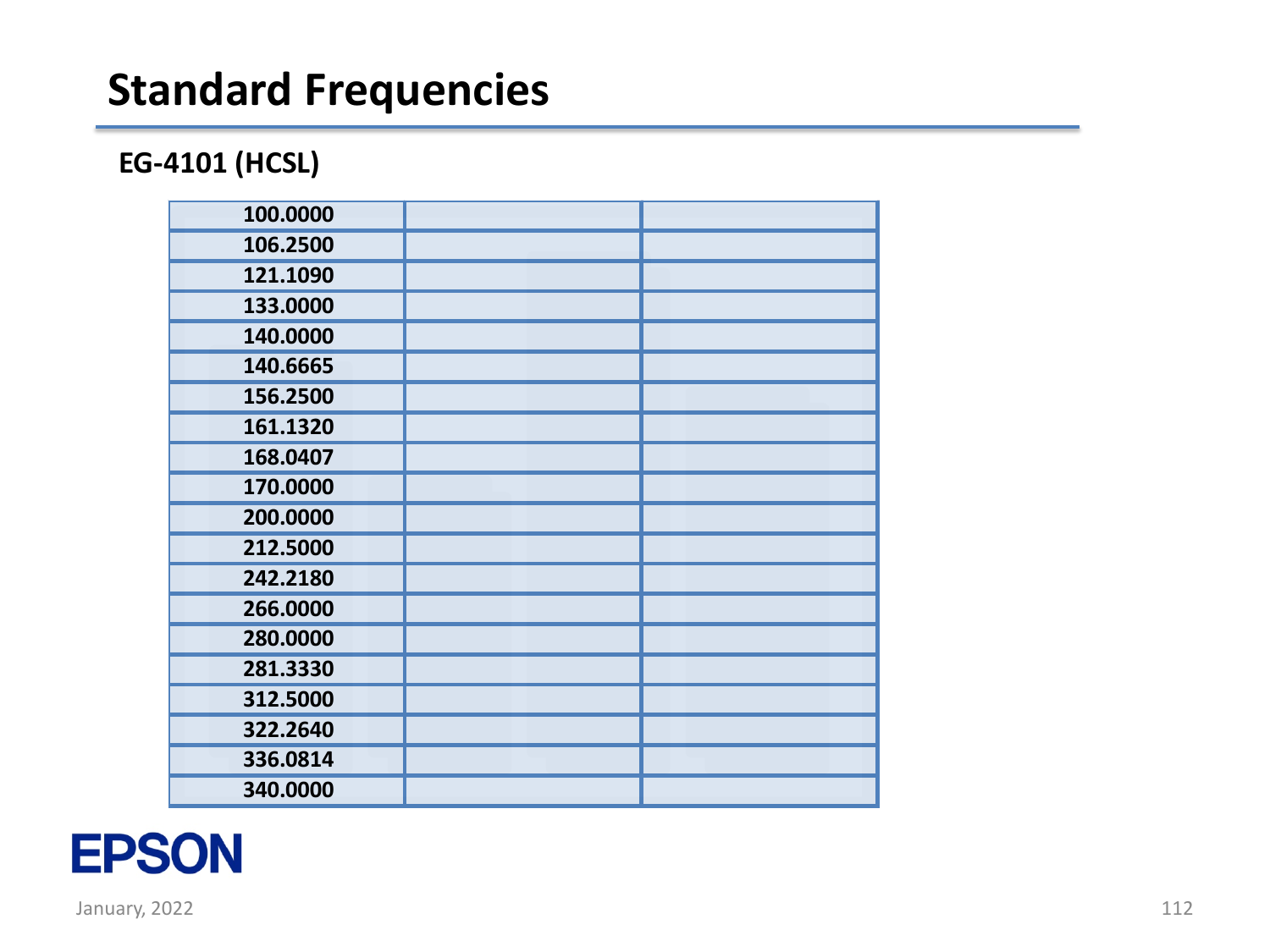# Standard Frequencies

## EG-4101 (HCSL)

| | | |
|---|---|---|
| 100.0000 | | |
| 106.2500 | | |
| 121.1090 | | |
| 133.0000 | | |
| 140.0000 | | |
| 140.6665 | | |
| 156.2500 | | |
| 161.1320 | | |
| 168.0407 | | |
| 170.0000 | | |
| 200.0000 | | |
| 212.5000 | | |
| 242.2180 | | |
| 266.0000 | | |
| 280.0000 | | |
| 281.3330 | | |
| 312.5000 | | |
| 322.2640 | | |
| 336.0814 | | |
| 340.0000 | | |

EPSON

January, 2022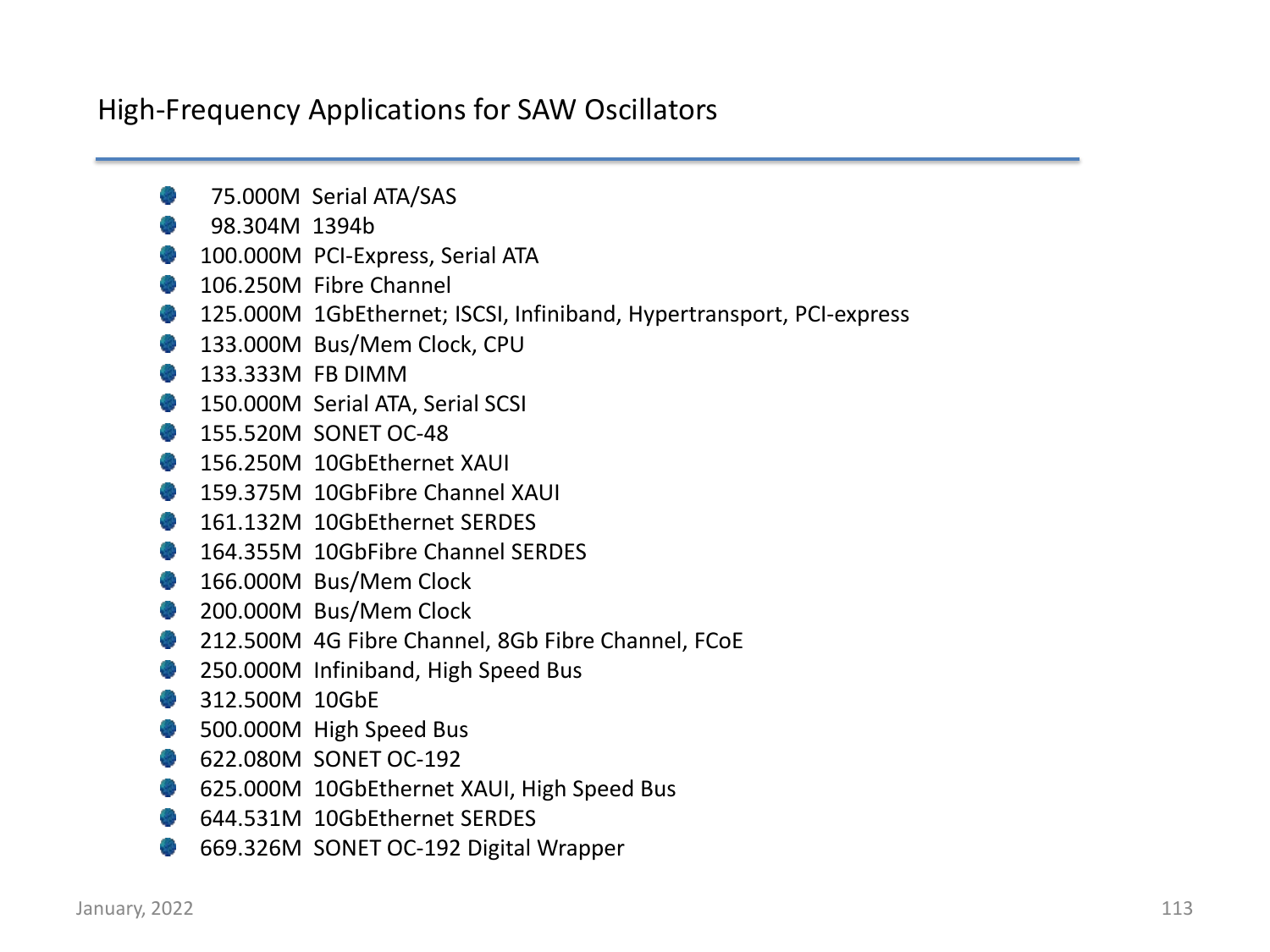## High-Frequency Applications for SAW Oscillators

- 75.000M Serial ATA/SAS
- 98.304M 1394b
- 100.000M PCI-Express, Serial ATA
- 106.250M Fibre Channel
- 125.000M 1GbEthernet; ISCSI, Infiniband, Hypertransport, PCI-express
- 133.000M Bus/Mem Clock, CPU
- 133.333M FB DIMM
- 150.000M Serial ATA, Serial SCSI
- 155.520M SONET OC-48
- 156.250M 10GbEthernet XAUI
- 159.375M 10GbFibre Channel XAUI
- 161.132M 10GbEthernet SERDES
- 164.355M 10GbFibre Channel SERDES
- 166.000M Bus/Mem Clock
- 200.000M Bus/Mem Clock
- 212.500M 4G Fibre Channel, 8Gb Fibre Channel, FCoE
- 250.000M Infiniband, High Speed Bus
- 312.500M 10GbE
- 500.000M High Speed Bus
- 622.080M SONET OC-192
- 625.000M 10GbEthernet XAUI, High Speed Bus
- 644.531M 10GbEthernet SERDES
- 669.326M SONET OC-192 Digital Wrapper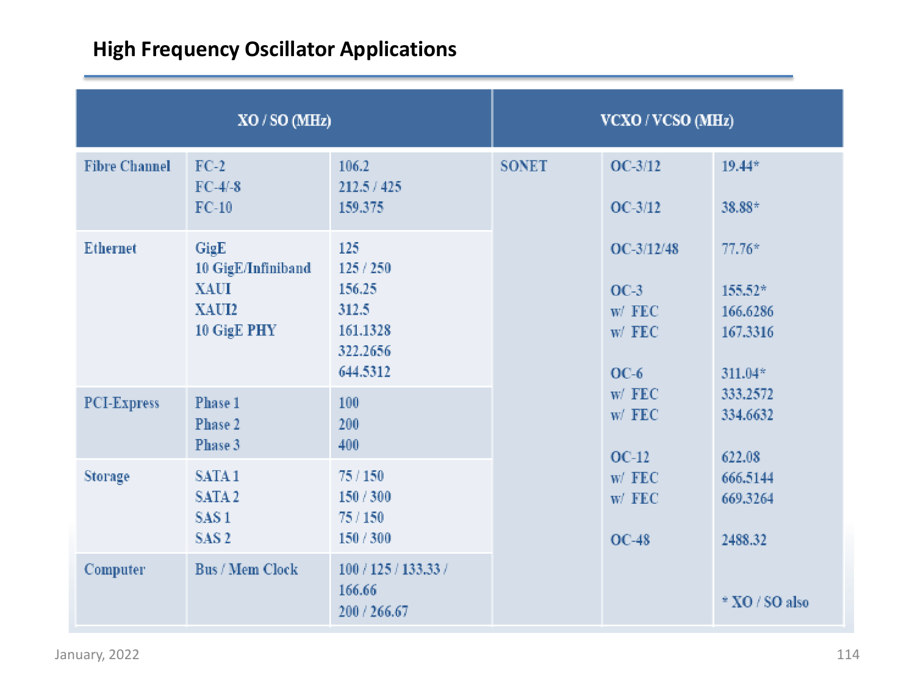## High Frequency Oscillator Applications

| XO / SO (MHz) | | | VCXO / VCSO (MHz) | | |
|---|---|---|---|---|---|
| Fibre Channel | FC-2<br>FC-4/-8<br>FC-10 | 106.2<br>212.5 / 425<br>159.375 | SONET | OC-3/12<br><br>OC-3/12<br><br>OC-3/12/48<br><br>OC-3<br>w/ FEC<br>w/ FEC<br><br>OC-6<br>w/ FEC<br>w/ FEC<br><br>OC-12<br>w/ FEC<br>w/ FEC<br><br>OC-48 | 19.44*<br><br>38.88*<br><br>77.76*<br><br>155.52*<br>166.6286<br>167.3316<br><br>311.04*<br>333.2572<br>334.6632<br><br>622.08<br>666.5144<br>669.3264<br><br>2488.32<br><br>* XO / SO also |
| Ethernet | GigE<br>10 GigE/Infiniband<br>XAUI<br>XAUI2<br>10 GigE PHY | 125<br>125 / 250<br>156.25<br>312.5<br>161.1328<br>322.2656<br>644.5312 | | | |
| PCI-Express | Phase 1<br>Phase 2<br>Phase 3 | 100<br>200<br>400 | | | |
| Storage | SATA 1<br>SATA 2<br>SAS 1<br>SAS 2 | 75 / 150<br>150 / 300<br>75 / 150<br>150 / 300 | | | |
| Computer | Bus / Mem Clock | 100 / 125 / 133.33 / 166.66<br>200 / 266.67 | | | |

January, 2022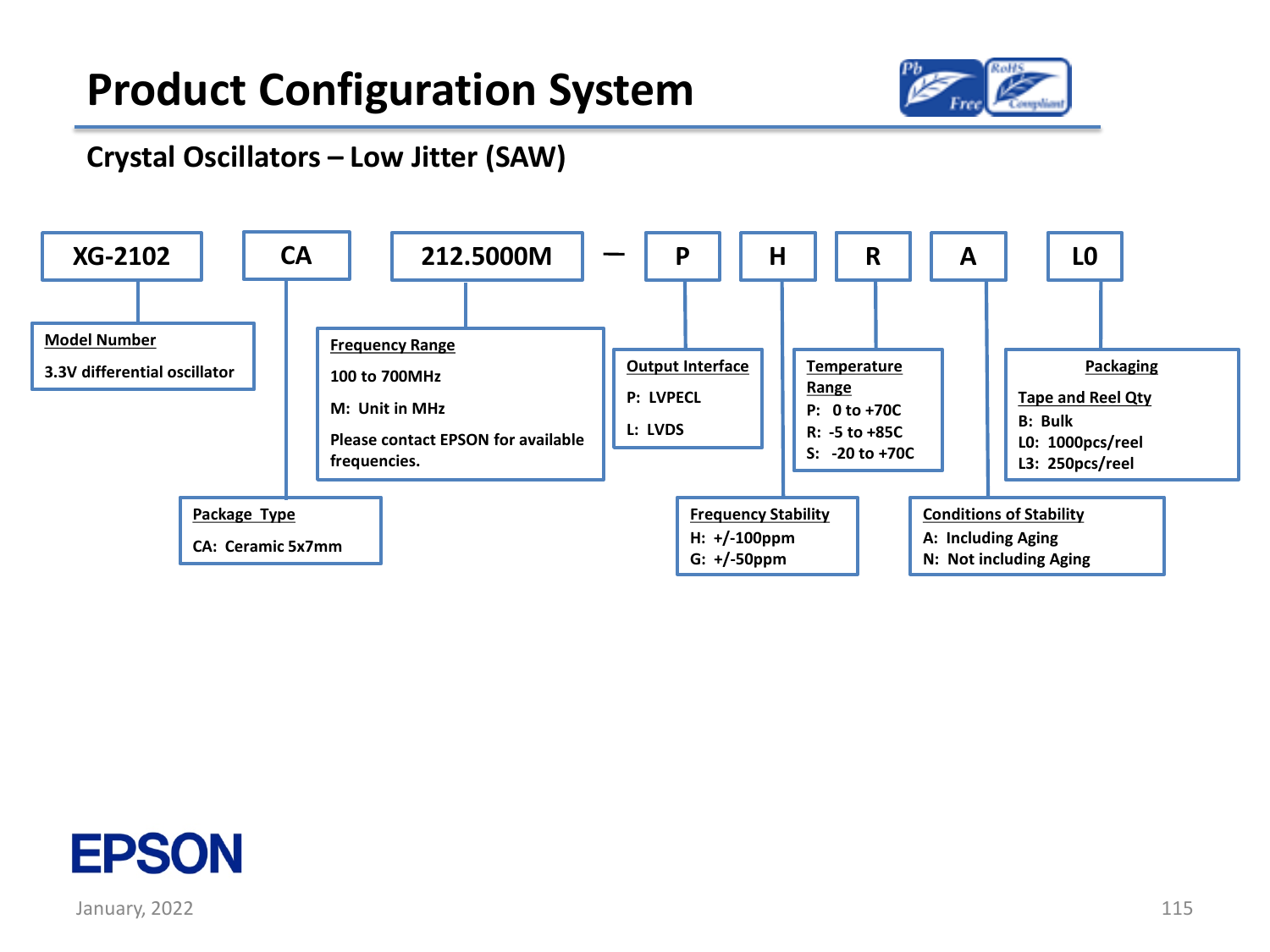# Product Configuration System

## Crystal Oscillators – Low Jitter (SAW)

**XG-2102** | **CA** | **212.5000M** — **P** | **H** | **R** | **A** | **L0**

**Model Number**
3.3V differential oscillator

**Package Type**
CA: Ceramic 5x7mm

**Frequency Range**
100 to 700MHz
M: Unit in MHz
Please contact EPSON for available frequencies.

**Output Interface**
P: LVPECL
L: LVDS

**Frequency Stability**
H: +/-100ppm
G: +/-50ppm

**Temperature Range**
P: 0 to +70C
R: -5 to +85C
S: -20 to +70C

**Conditions of Stability**
A: Including Aging
N: Not including Aging

**Packaging**
Tape and Reel Qty
B: Bulk
L0: 1000pcs/reel
L3: 250pcs/reel

January, 2022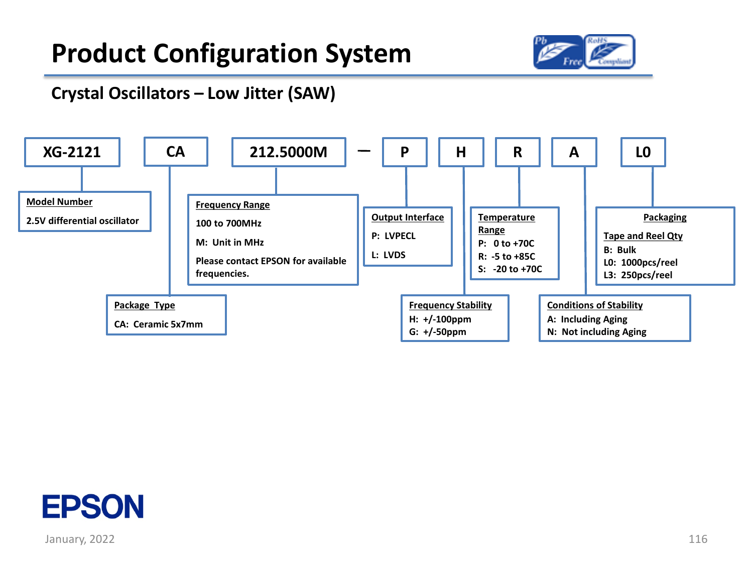# Product Configuration System

## Crystal Oscillators – Low Jitter (SAW)

**XG-2121 | CA | 212.5000M – P | H | R | A | L0**

**Model Number**
2.5V differential oscillator

**Package Type**
CA: Ceramic 5x7mm

**Frequency Range**
100 to 700MHz
M: Unit in MHz
Please contact EPSON for available frequencies.

**Output Interface**
P: LVPECL
L: LVDS

**Frequency Stability**
H: +/-100ppm
G: +/-50ppm

**Temperature Range**
P: 0 to +70C
R: -5 to +85C
S: -20 to +70C

**Conditions of Stability**
A: Including Aging
N: Not including Aging

**Packaging**
Tape and Reel Qty
B: Bulk
L0: 1000pcs/reel
L3: 250pcs/reel

EPSON

January, 2022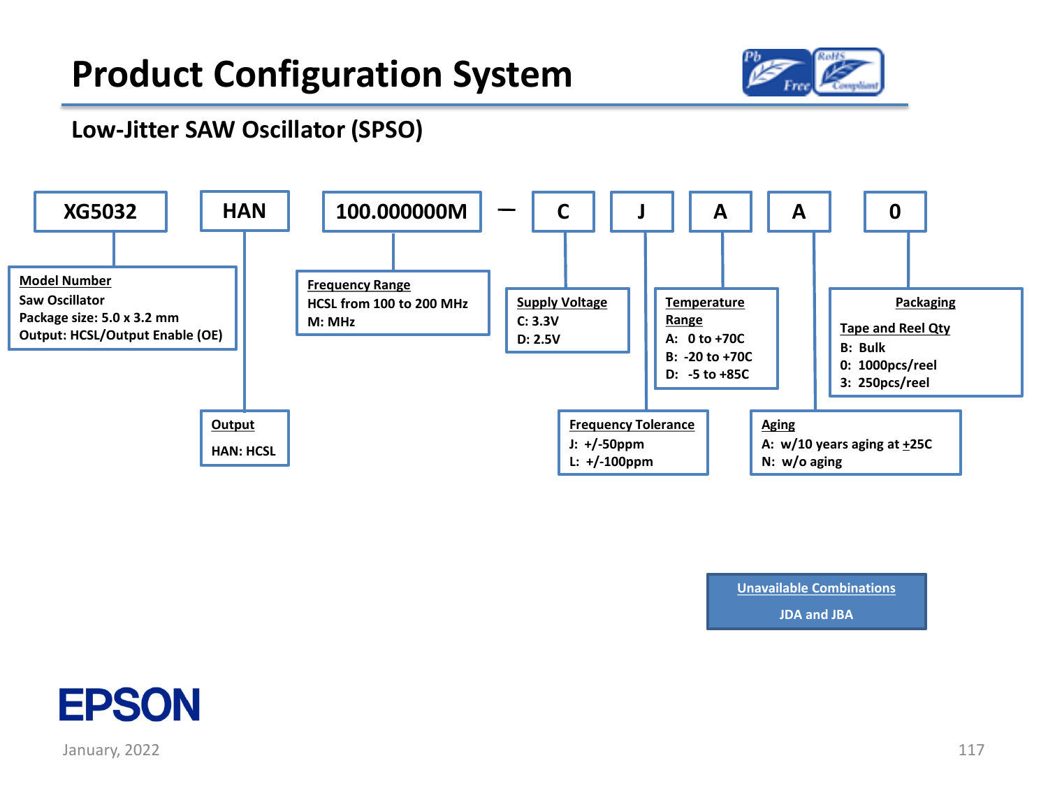# Product Configuration System

## Low-Jitter SAW Oscillator (SPSO)

XG5032 | HAN | 100.000000M — C | J | A | A | 0

**Model Number**
Saw Oscillator
Package size: 5.0 x 3.2 mm
Output: HCSL/Output Enable (OE)

**Output**
HAN: HCSL

**Frequency Range**
HCSL from 100 to 200 MHz
M: MHz

**Supply Voltage**
C: 3.3V
D: 2.5V

**Frequency Tolerance**
J: +/-50ppm
L: +/-100ppm

**Temperature Range**
A: 0 to +70C
B: -20 to +70C
D: -5 to +85C

**Aging**
A: w/10 years aging at +25C
N: w/o aging

**Packaging**
Tape and Reel Qty
B: Bulk
0: 1000pcs/reel
3: 250pcs/reel

**Unavailable Combinations**
JDA and JBA

EPSON

January, 2022